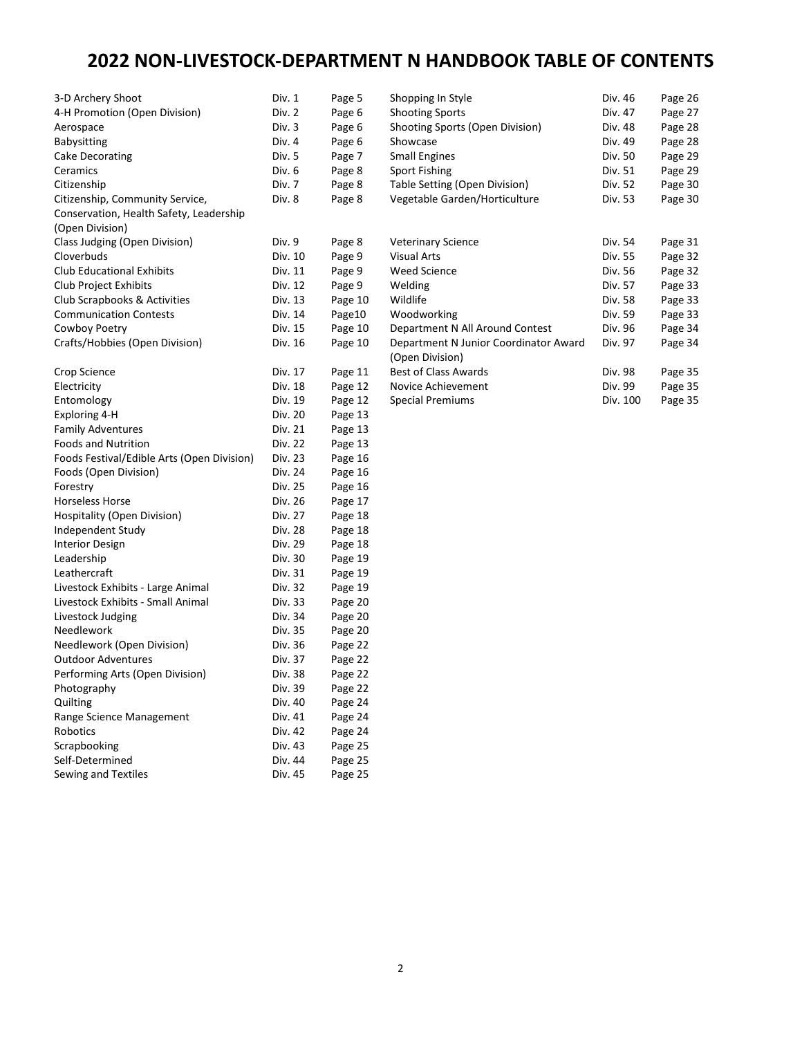# 2022 NON-LIVESTOCK-DEPARTMENT N HANDBOOK TABLE OF CONTENTS

| Topic | Division | Page |
|---|---|---|
| 3-D Archery Shoot | Div. 1 | Page 5 |
| 4-H Promotion (Open Division) | Div. 2 | Page 6 |
| Aerospace | Div. 3 | Page 6 |
| Babysitting | Div. 4 | Page 6 |
| Cake Decorating | Div. 5 | Page 7 |
| Ceramics | Div. 6 | Page 8 |
| Citizenship | Div. 7 | Page 8 |
| Citizenship, Community Service, Conservation, Health Safety, Leadership (Open Division) | Div. 8 | Page 8 |
| Class Judging (Open Division) | Div. 9 | Page 8 |
| Cloverbuds | Div. 10 | Page 9 |
| Club Educational Exhibits | Div. 11 | Page 9 |
| Club Project Exhibits | Div. 12 | Page 9 |
| Club Scrapbooks & Activities | Div. 13 | Page 10 |
| Communication Contests | Div. 14 | Page10 |
| Cowboy Poetry | Div. 15 | Page 10 |
| Crafts/Hobbies (Open Division) | Div. 16 | Page 10 |
| Crop Science | Div. 17 | Page 11 |
| Electricity | Div. 18 | Page 12 |
| Entomology | Div. 19 | Page 12 |
| Exploring 4-H | Div. 20 | Page 13 |
| Family Adventures | Div. 21 | Page 13 |
| Foods and Nutrition | Div. 22 | Page 13 |
| Foods Festival/Edible Arts (Open Division) | Div. 23 | Page 16 |
| Foods (Open Division) | Div. 24 | Page 16 |
| Forestry | Div. 25 | Page 16 |
| Horseless Horse | Div. 26 | Page 17 |
| Hospitality (Open Division) | Div. 27 | Page 18 |
| Independent Study | Div. 28 | Page 18 |
| Interior Design | Div. 29 | Page 18 |
| Leadership | Div. 30 | Page 19 |
| Leathercraft | Div. 31 | Page 19 |
| Livestock Exhibits - Large Animal | Div. 32 | Page 19 |
| Livestock Exhibits - Small Animal | Div. 33 | Page 20 |
| Livestock Judging | Div. 34 | Page 20 |
| Needlework | Div. 35 | Page 20 |
| Needlework (Open Division) | Div. 36 | Page 22 |
| Outdoor Adventures | Div. 37 | Page 22 |
| Performing Arts (Open Division) | Div. 38 | Page 22 |
| Photography | Div. 39 | Page 22 |
| Quilting | Div. 40 | Page 24 |
| Range Science Management | Div. 41 | Page 24 |
| Robotics | Div. 42 | Page 24 |
| Scrapbooking | Div. 43 | Page 25 |
| Self-Determined | Div. 44 | Page 25 |
| Sewing and Textiles | Div. 45 | Page 25 |
| Shopping In Style | Div. 46 | Page 26 |
| Shooting Sports | Div. 47 | Page 27 |
| Shooting Sports (Open Division) | Div. 48 | Page 28 |
| Showcase | Div. 49 | Page 28 |
| Small Engines | Div. 50 | Page 29 |
| Sport Fishing | Div. 51 | Page 29 |
| Table Setting (Open Division) | Div. 52 | Page 30 |
| Vegetable Garden/Horticulture | Div. 53 | Page 30 |
| Veterinary Science | Div. 54 | Page 31 |
| Visual Arts | Div. 55 | Page 32 |
| Weed Science | Div. 56 | Page 32 |
| Welding | Div. 57 | Page 33 |
| Wildlife | Div. 58 | Page 33 |
| Woodworking | Div. 59 | Page 33 |
| Department N All Around Contest | Div. 96 | Page 34 |
| Department N Junior Coordinator Award (Open Division) | Div. 97 | Page 34 |
| Best of Class Awards | Div. 98 | Page 35 |
| Novice Achievement | Div. 99 | Page 35 |
| Special Premiums | Div. 100 | Page 35 |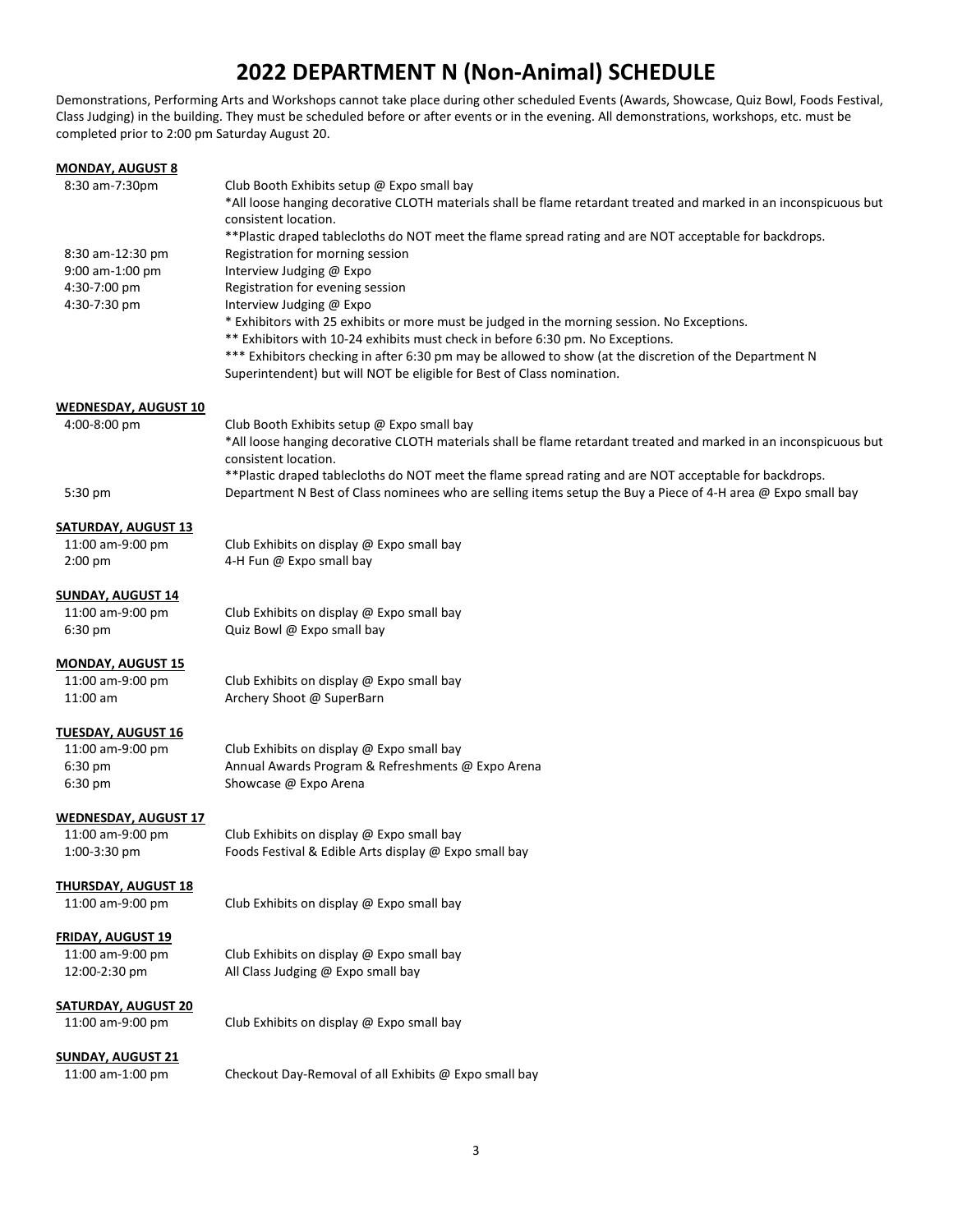# 2022 DEPARTMENT N (Non-Animal) SCHEDULE

Demonstrations, Performing Arts and Workshops cannot take place during other scheduled Events (Awards, Showcase, Quiz Bowl, Foods Festival, Class Judging) in the building. They must be scheduled before or after events or in the evening. All demonstrations, workshops, etc. must be completed prior to 2:00 pm Saturday August 20.

**MONDAY, AUGUST 8**

| | |
|---|---|
| 8:30 am-7:30pm | Club Booth Exhibits setup @ Expo small bay<br>*All loose hanging decorative CLOTH materials shall be flame retardant treated and marked in an inconspicuous but consistent location.<br>**Plastic draped tablecloths do NOT meet the flame spread rating and are NOT acceptable for backdrops. |
| 8:30 am-12:30 pm | Registration for morning session |
| 9:00 am-1:00 pm | Interview Judging @ Expo |
| 4:30-7:00 pm | Registration for evening session |
| 4:30-7:30 pm | Interview Judging @ Expo<br>* Exhibitors with 25 exhibits or more must be judged in the morning session. No Exceptions.<br>** Exhibitors with 10-24 exhibits must check in before 6:30 pm. No Exceptions.<br>*** Exhibitors checking in after 6:30 pm may be allowed to show (at the discretion of the Department N Superintendent) but will NOT be eligible for Best of Class nomination. |

**WEDNESDAY, AUGUST 10**

| | |
|---|---|
| 4:00-8:00 pm | Club Booth Exhibits setup @ Expo small bay<br>*All loose hanging decorative CLOTH materials shall be flame retardant treated and marked in an inconspicuous but consistent location.<br>**Plastic draped tablecloths do NOT meet the flame spread rating and are NOT acceptable for backdrops. |
| 5:30 pm | Department N Best of Class nominees who are selling items setup the Buy a Piece of 4-H area @ Expo small bay |

**SATURDAY, AUGUST 13**

| | |
|---|---|
| 11:00 am-9:00 pm | Club Exhibits on display @ Expo small bay |
| 2:00 pm | 4-H Fun @ Expo small bay |

**SUNDAY, AUGUST 14**

| | |
|---|---|
| 11:00 am-9:00 pm | Club Exhibits on display @ Expo small bay |
| 6:30 pm | Quiz Bowl @ Expo small bay |

**MONDAY, AUGUST 15**

| | |
|---|---|
| 11:00 am-9:00 pm | Club Exhibits on display @ Expo small bay |
| 11:00 am | Archery Shoot @ SuperBarn |

**TUESDAY, AUGUST 16**

| | |
|---|---|
| 11:00 am-9:00 pm | Club Exhibits on display @ Expo small bay |
| 6:30 pm | Annual Awards Program & Refreshments @ Expo Arena |
| 6:30 pm | Showcase @ Expo Arena |

**WEDNESDAY, AUGUST 17**

| | |
|---|---|
| 11:00 am-9:00 pm | Club Exhibits on display @ Expo small bay |
| 1:00-3:30 pm | Foods Festival & Edible Arts display @ Expo small bay |

**THURSDAY, AUGUST 18**

| | |
|---|---|
| 11:00 am-9:00 pm | Club Exhibits on display @ Expo small bay |

**FRIDAY, AUGUST 19**

| | |
|---|---|
| 11:00 am-9:00 pm | Club Exhibits on display @ Expo small bay |
| 12:00-2:30 pm | All Class Judging @ Expo small bay |

**SATURDAY, AUGUST 20**

| | |
|---|---|
| 11:00 am-9:00 pm | Club Exhibits on display @ Expo small bay |

**SUNDAY, AUGUST 21**

| | |
|---|---|
| 11:00 am-1:00 pm | Checkout Day-Removal of all Exhibits @ Expo small bay |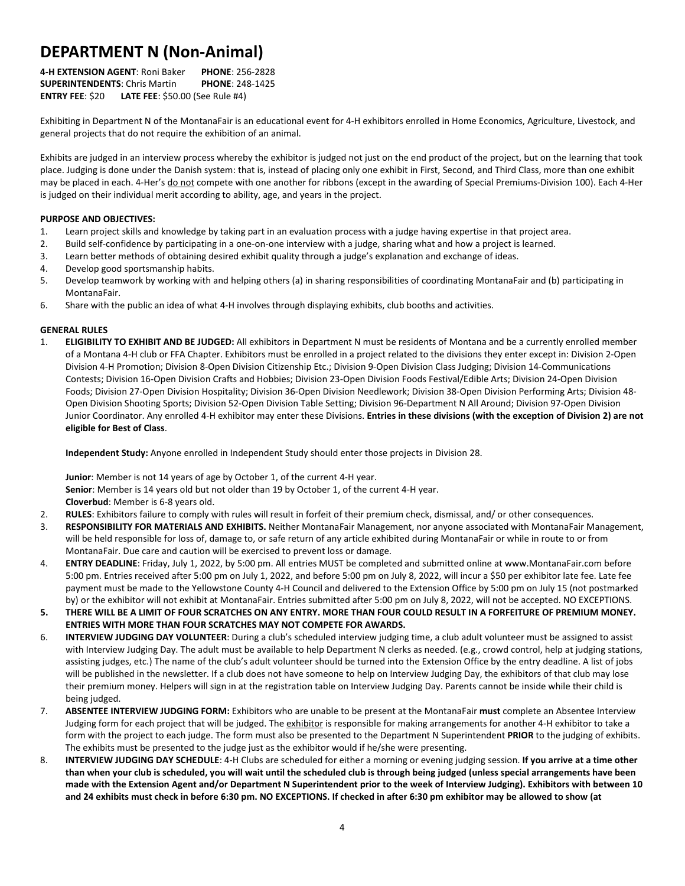# DEPARTMENT N (Non-Animal)

**4-H EXTENSION AGENT**: Roni Baker **PHONE**: 256-2828
**SUPERINTENDENTS**: Chris Martin **PHONE**: 248-1425
**ENTRY FEE**: $20 **LATE FEE**: $50.00 (See Rule #4)

Exhibiting in Department N of the MontanaFair is an educational event for 4-H exhibitors enrolled in Home Economics, Agriculture, Livestock, and general projects that do not require the exhibition of an animal.

Exhibits are judged in an interview process whereby the exhibitor is judged not just on the end product of the project, but on the learning that took place. Judging is done under the Danish system: that is, instead of placing only one exhibit in First, Second, and Third Class, more than one exhibit may be placed in each. 4-Her's do not compete with one another for ribbons (except in the awarding of Special Premiums-Division 100). Each 4-Her is judged on their individual merit according to ability, age, and years in the project.

**PURPOSE AND OBJECTIVES:**

1. Learn project skills and knowledge by taking part in an evaluation process with a judge having expertise in that project area.
2. Build self-confidence by participating in a one-on-one interview with a judge, sharing what and how a project is learned.
3. Learn better methods of obtaining desired exhibit quality through a judge's explanation and exchange of ideas.
4. Develop good sportsmanship habits.
5. Develop teamwork by working with and helping others (a) in sharing responsibilities of coordinating MontanaFair and (b) participating in MontanaFair.
6. Share with the public an idea of what 4-H involves through displaying exhibits, club booths and activities.

**GENERAL RULES**

1. **ELIGIBILITY TO EXHIBIT AND BE JUDGED:** All exhibitors in Department N must be residents of Montana and be a currently enrolled member of a Montana 4-H club or FFA Chapter. Exhibitors must be enrolled in a project related to the divisions they enter except in: Division 2-Open Division 4-H Promotion; Division 8-Open Division Citizenship Etc.; Division 9-Open Division Class Judging; Division 14-Communications Contests; Division 16-Open Division Crafts and Hobbies; Division 23-Open Division Foods Festival/Edible Arts; Division 24-Open Division Foods; Division 27-Open Division Hospitality; Division 36-Open Division Needlework; Division 38-Open Division Performing Arts; Division 48-Open Division Shooting Sports; Division 52-Open Division Table Setting; Division 96-Department N All Around; Division 97-Open Division Junior Coordinator. Any enrolled 4-H exhibitor may enter these Divisions. **Entries in these divisions (with the exception of Division 2) are not eligible for Best of Class**.

   **Independent Study:** Anyone enrolled in Independent Study should enter those projects in Division 28.

   **Junior**: Member is not 14 years of age by October 1, of the current 4-H year.
   **Senior**: Member is 14 years old but not older than 19 by October 1, of the current 4-H year.
   **Cloverbud**: Member is 6-8 years old.
2. **RULES**: Exhibitors failure to comply with rules will result in forfeit of their premium check, dismissal, and/ or other consequences.
3. **RESPONSIBILITY FOR MATERIALS AND EXHIBITS.** Neither MontanaFair Management, nor anyone associated with MontanaFair Management, will be held responsible for loss of, damage to, or safe return of any article exhibited during MontanaFair or while in route to or from MontanaFair. Due care and caution will be exercised to prevent loss or damage.
4. **ENTRY DEADLINE**: Friday, July 1, 2022, by 5:00 pm. All entries MUST be completed and submitted online at www.MontanaFair.com before 5:00 pm. Entries received after 5:00 pm on July 1, 2022, and before 5:00 pm on July 8, 2022, will incur a $50 per exhibitor late fee. Late fee payment must be made to the Yellowstone County 4-H Council and delivered to the Extension Office by 5:00 pm on July 15 (not postmarked by) or the exhibitor will not exhibit at MontanaFair. Entries submitted after 5:00 pm on July 8, 2022, will not be accepted. NO EXCEPTIONS.
5. **THERE WILL BE A LIMIT OF FOUR SCRATCHES ON ANY ENTRY. MORE THAN FOUR COULD RESULT IN A FORFEITURE OF PREMIUM MONEY. ENTRIES WITH MORE THAN FOUR SCRATCHES MAY NOT COMPETE FOR AWARDS.**
6. **INTERVIEW JUDGING DAY VOLUNTEER**: During a club's scheduled interview judging time, a club adult volunteer must be assigned to assist with Interview Judging Day. The adult must be available to help Department N clerks as needed. (e.g., crowd control, help at judging stations, assisting judges, etc.) The name of the club's adult volunteer should be turned into the Extension Office by the entry deadline. A list of jobs will be published in the newsletter. If a club does not have someone to help on Interview Judging Day, the exhibitors of that club may lose their premium money. Helpers will sign in at the registration table on Interview Judging Day. Parents cannot be inside while their child is being judged.
7. **ABSENTEE INTERVIEW JUDGING FORM:** Exhibitors who are unable to be present at the MontanaFair **must** complete an Absentee Interview Judging form for each project that will be judged. The exhibitor is responsible for making arrangements for another 4-H exhibitor to take a form with the project to each judge. The form must also be presented to the Department N Superintendent **PRIOR** to the judging of exhibits. The exhibits must be presented to the judge just as the exhibitor would if he/she were presenting.
8. **INTERVIEW JUDGING DAY SCHEDULE**: 4-H Clubs are scheduled for either a morning or evening judging session. **If you arrive at a time other than when your club is scheduled, you will wait until the scheduled club is through being judged (unless special arrangements have been made with the Extension Agent and/or Department N Superintendent prior to the week of Interview Judging). Exhibitors with between 10 and 24 exhibits must check in before 6:30 pm. NO EXCEPTIONS. If checked in after 6:30 pm exhibitor may be allowed to show (at**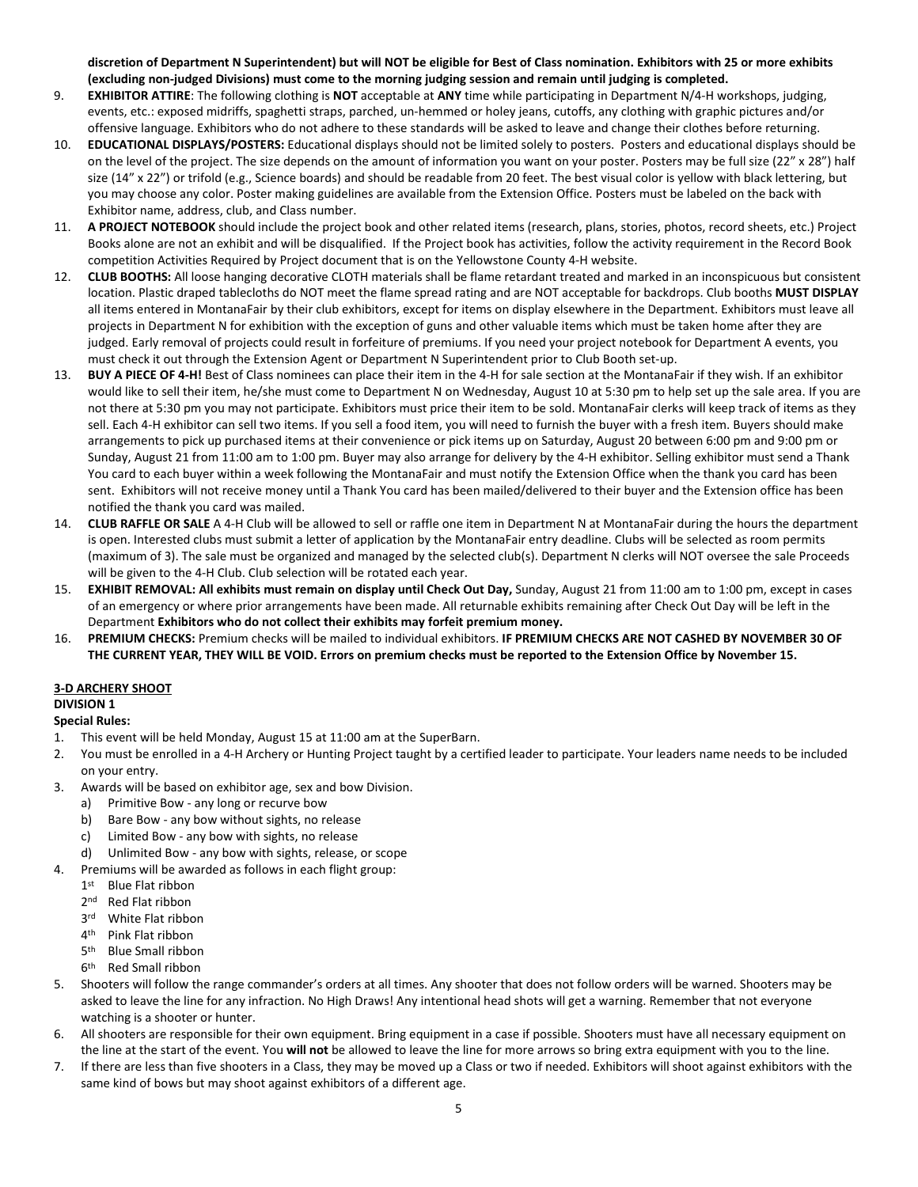**discretion of Department N Superintendent) but will NOT be eligible for Best of Class nomination. Exhibitors with 25 or more exhibits (excluding non-judged Divisions) must come to the morning judging session and remain until judging is completed.**

9. **EXHIBITOR ATTIRE**: The following clothing is **NOT** acceptable at **ANY** time while participating in Department N/4-H workshops, judging, events, etc.: exposed midriffs, spaghetti straps, parched, un-hemmed or holey jeans, cutoffs, any clothing with graphic pictures and/or offensive language. Exhibitors who do not adhere to these standards will be asked to leave and change their clothes before returning.
10. **EDUCATIONAL DISPLAYS/POSTERS:** Educational displays should not be limited solely to posters. Posters and educational displays should be on the level of the project. The size depends on the amount of information you want on your poster. Posters may be full size (22" x 28") half size (14" x 22") or trifold (e.g., Science boards) and should be readable from 20 feet. The best visual color is yellow with black lettering, but you may choose any color. Poster making guidelines are available from the Extension Office. Posters must be labeled on the back with Exhibitor name, address, club, and Class number.
11. **A PROJECT NOTEBOOK** should include the project book and other related items (research, plans, stories, photos, record sheets, etc.) Project Books alone are not an exhibit and will be disqualified. If the Project book has activities, follow the activity requirement in the Record Book competition Activities Required by Project document that is on the Yellowstone County 4-H website.
12. **CLUB BOOTHS:** All loose hanging decorative CLOTH materials shall be flame retardant treated and marked in an inconspicuous but consistent location. Plastic draped tablecloths do NOT meet the flame spread rating and are NOT acceptable for backdrops. Club booths **MUST DISPLAY** all items entered in MontanaFair by their club exhibitors, except for items on display elsewhere in the Department. Exhibitors must leave all projects in Department N for exhibition with the exception of guns and other valuable items which must be taken home after they are judged. Early removal of projects could result in forfeiture of premiums. If you need your project notebook for Department A events, you must check it out through the Extension Agent or Department N Superintendent prior to Club Booth set-up.
13. **BUY A PIECE OF 4-H!** Best of Class nominees can place their item in the 4-H for sale section at the MontanaFair if they wish. If an exhibitor would like to sell their item, he/she must come to Department N on Wednesday, August 10 at 5:30 pm to help set up the sale area. If you are not there at 5:30 pm you may not participate. Exhibitors must price their item to be sold. MontanaFair clerks will keep track of items as they sell. Each 4-H exhibitor can sell two items. If you sell a food item, you will need to furnish the buyer with a fresh item. Buyers should make arrangements to pick up purchased items at their convenience or pick items up on Saturday, August 20 between 6:00 pm and 9:00 pm or Sunday, August 21 from 11:00 am to 1:00 pm. Buyer may also arrange for delivery by the 4-H exhibitor. Selling exhibitor must send a Thank You card to each buyer within a week following the MontanaFair and must notify the Extension Office when the thank you card has been sent. Exhibitors will not receive money until a Thank You card has been mailed/delivered to their buyer and the Extension office has been notified the thank you card was mailed.
14. **CLUB RAFFLE OR SALE** A 4-H Club will be allowed to sell or raffle one item in Department N at MontanaFair during the hours the department is open. Interested clubs must submit a letter of application by the MontanaFair entry deadline. Clubs will be selected as room permits (maximum of 3). The sale must be organized and managed by the selected club(s). Department N clerks will NOT oversee the sale Proceeds will be given to the 4-H Club. Club selection will be rotated each year.
15. **EXHIBIT REMOVAL: All exhibits must remain on display until Check Out Day,** Sunday, August 21 from 11:00 am to 1:00 pm, except in cases of an emergency or where prior arrangements have been made. All returnable exhibits remaining after Check Out Day will be left in the Department **Exhibitors who do not collect their exhibits may forfeit premium money.**
16. **PREMIUM CHECKS:** Premium checks will be mailed to individual exhibitors. **IF PREMIUM CHECKS ARE NOT CASHED BY NOVEMBER 30 OF THE CURRENT YEAR, THEY WILL BE VOID. Errors on premium checks must be reported to the Extension Office by November 15.**

## 3-D ARCHERY SHOOT

### DIVISION 1

**Special Rules:**

1. This event will be held Monday, August 15 at 11:00 am at the SuperBarn.
2. You must be enrolled in a 4-H Archery or Hunting Project taught by a certified leader to participate. Your leaders name needs to be included on your entry.
3. Awards will be based on exhibitor age, sex and bow Division.
   a) Primitive Bow - any long or recurve bow
   b) Bare Bow - any bow without sights, no release
   c) Limited Bow - any bow with sights, no release
   d) Unlimited Bow - any bow with sights, release, or scope
4. Premiums will be awarded as follows in each flight group:
   1st Blue Flat ribbon
   2nd Red Flat ribbon
   3rd White Flat ribbon
   4th Pink Flat ribbon
   5th Blue Small ribbon
   6th Red Small ribbon
5. Shooters will follow the range commander's orders at all times. Any shooter that does not follow orders will be warned. Shooters may be asked to leave the line for any infraction. No High Draws! Any intentional head shots will get a warning. Remember that not everyone watching is a shooter or hunter.
6. All shooters are responsible for their own equipment. Bring equipment in a case if possible. Shooters must have all necessary equipment on the line at the start of the event. You **will not** be allowed to leave the line for more arrows so bring extra equipment with you to the line.
7. If there are less than five shooters in a Class, they may be moved up a Class or two if needed. Exhibitors will shoot against exhibitors with the same kind of bows but may shoot against exhibitors of a different age.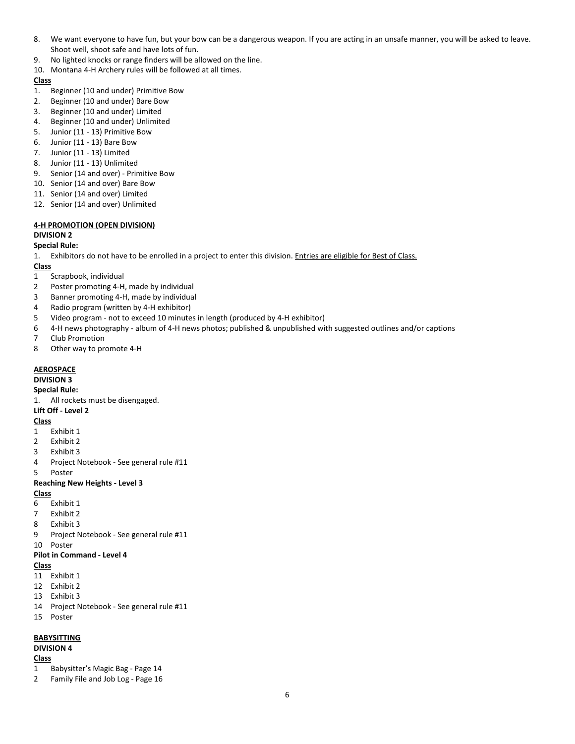8. We want everyone to have fun, but your bow can be a dangerous weapon. If you are acting in an unsafe manner, you will be asked to leave. Shoot well, shoot safe and have lots of fun.
9. No lighted knocks or range finders will be allowed on the line.
10. Montana 4-H Archery rules will be followed at all times.

**Class**

1. Beginner (10 and under) Primitive Bow
2. Beginner (10 and under) Bare Bow
3. Beginner (10 and under) Limited
4. Beginner (10 and under) Unlimited
5. Junior (11 - 13) Primitive Bow
6. Junior (11 - 13) Bare Bow
7. Junior (11 - 13) Limited
8. Junior (11 - 13) Unlimited
9. Senior (14 and over) - Primitive Bow
10. Senior (14 and over) Bare Bow
11. Senior (14 and over) Limited
12. Senior (14 and over) Unlimited

## 4-H PROMOTION (OPEN DIVISION)

**DIVISION 2**

**Special Rule:**

1. Exhibitors do not have to be enrolled in a project to enter this division. Entries are eligible for Best of Class.

**Class**

1 Scrapbook, individual
2 Poster promoting 4-H, made by individual
3 Banner promoting 4-H, made by individual
4 Radio program (written by 4-H exhibitor)
5 Video program - not to exceed 10 minutes in length (produced by 4-H exhibitor)
6 4-H news photography - album of 4-H news photos; published & unpublished with suggested outlines and/or captions
7 Club Promotion
8 Other way to promote 4-H

## AEROSPACE

**DIVISION 3**

**Special Rule:**

1. All rockets must be disengaged.

**Lift Off - Level 2**

**Class**

1 Exhibit 1
2 Exhibit 2
3 Exhibit 3
4 Project Notebook - See general rule #11
5 Poster

**Reaching New Heights - Level 3**

**Class**

6 Exhibit 1
7 Exhibit 2
8 Exhibit 3
9 Project Notebook - See general rule #11
10 Poster

**Pilot in Command - Level 4**

**Class**

11 Exhibit 1
12 Exhibit 2
13 Exhibit 3
14 Project Notebook - See general rule #11
15 Poster

## BABYSITTING

**DIVISION 4**

**Class**

1 Babysitter's Magic Bag - Page 14
2 Family File and Job Log - Page 16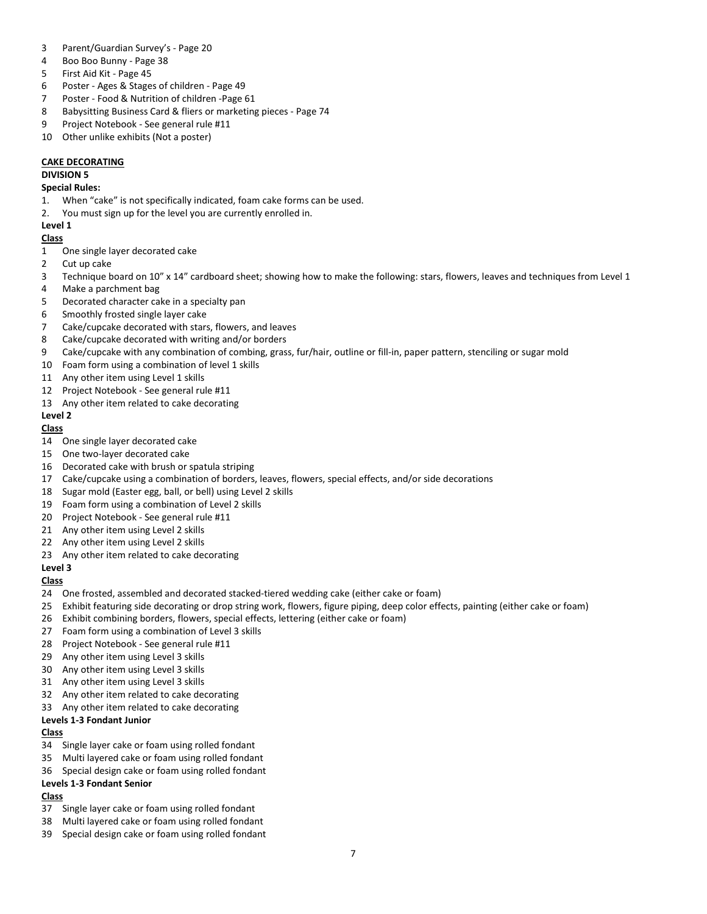3 Parent/Guardian Survey's - Page 20
4 Boo Boo Bunny - Page 38
5 First Aid Kit - Page 45
6 Poster - Ages & Stages of children - Page 49
7 Poster - Food & Nutrition of children -Page 61
8 Babysitting Business Card & fliers or marketing pieces - Page 74
9 Project Notebook - See general rule #11
10 Other unlike exhibits (Not a poster)

**CAKE DECORATING**

**DIVISION 5**

**Special Rules:**

1. When "cake" is not specifically indicated, foam cake forms can be used.
2. You must sign up for the level you are currently enrolled in.

**Level 1**

**Class**

1 One single layer decorated cake
2 Cut up cake
3 Technique board on 10" x 14" cardboard sheet; showing how to make the following: stars, flowers, leaves and techniques from Level 1
4 Make a parchment bag
5 Decorated character cake in a specialty pan
6 Smoothly frosted single layer cake
7 Cake/cupcake decorated with stars, flowers, and leaves
8 Cake/cupcake decorated with writing and/or borders
9 Cake/cupcake with any combination of combing, grass, fur/hair, outline or fill-in, paper pattern, stenciling or sugar mold
10 Foam form using a combination of level 1 skills
11 Any other item using Level 1 skills
12 Project Notebook - See general rule #11
13 Any other item related to cake decorating

**Level 2**

**Class**

14 One single layer decorated cake
15 One two-layer decorated cake
16 Decorated cake with brush or spatula striping
17 Cake/cupcake using a combination of borders, leaves, flowers, special effects, and/or side decorations
18 Sugar mold (Easter egg, ball, or bell) using Level 2 skills
19 Foam form using a combination of Level 2 skills
20 Project Notebook - See general rule #11
21 Any other item using Level 2 skills
22 Any other item using Level 2 skills
23 Any other item related to cake decorating

**Level 3**

**Class**

24 One frosted, assembled and decorated stacked-tiered wedding cake (either cake or foam)
25 Exhibit featuring side decorating or drop string work, flowers, figure piping, deep color effects, painting (either cake or foam)
26 Exhibit combining borders, flowers, special effects, lettering (either cake or foam)
27 Foam form using a combination of Level 3 skills
28 Project Notebook - See general rule #11
29 Any other item using Level 3 skills
30 Any other item using Level 3 skills
31 Any other item using Level 3 skills
32 Any other item related to cake decorating
33 Any other item related to cake decorating

**Levels 1-3 Fondant Junior**

**Class**

34 Single layer cake or foam using rolled fondant
35 Multi layered cake or foam using rolled fondant
36 Special design cake or foam using rolled fondant

**Levels 1-3 Fondant Senior**

**Class**

37 Single layer cake or foam using rolled fondant
38 Multi layered cake or foam using rolled fondant
39 Special design cake or foam using rolled fondant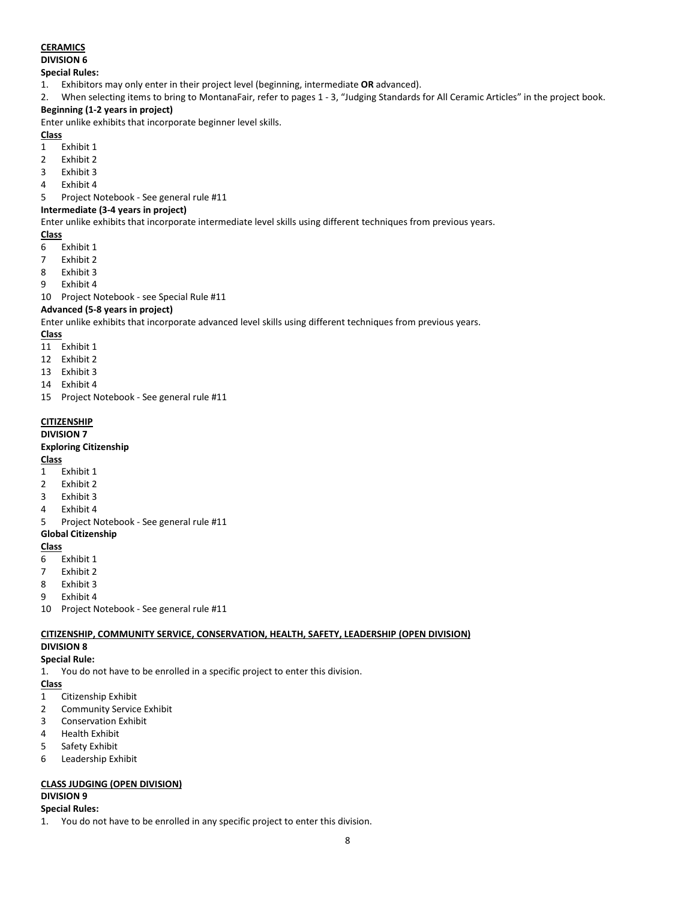## CERAMICS

### DIVISION 6

**Special Rules:**

1. Exhibitors may only enter in their project level (beginning, intermediate **OR** advanced).
2. When selecting items to bring to MontanaFair, refer to pages 1 - 3, "Judging Standards for All Ceramic Articles" in the project book.

**Beginning (1-2 years in project)**

Enter unlike exhibits that incorporate beginner level skills.

**Class**

1 Exhibit 1
2 Exhibit 2
3 Exhibit 3
4 Exhibit 4
5 Project Notebook - See general rule #11

**Intermediate (3-4 years in project)**

Enter unlike exhibits that incorporate intermediate level skills using different techniques from previous years.

**Class**

6 Exhibit 1
7 Exhibit 2
8 Exhibit 3
9 Exhibit 4
10 Project Notebook - see Special Rule #11

**Advanced (5-8 years in project)**

Enter unlike exhibits that incorporate advanced level skills using different techniques from previous years.

**Class**

11 Exhibit 1
12 Exhibit 2
13 Exhibit 3
14 Exhibit 4
15 Project Notebook - See general rule #11

## CITIZENSHIP

### DIVISION 7

**Exploring Citizenship**

**Class**

1 Exhibit 1
2 Exhibit 2
3 Exhibit 3
4 Exhibit 4
5 Project Notebook - See general rule #11

**Global Citizenship**

**Class**

6 Exhibit 1
7 Exhibit 2
8 Exhibit 3
9 Exhibit 4
10 Project Notebook - See general rule #11

## CITIZENSHIP, COMMUNITY SERVICE, CONSERVATION, HEALTH, SAFETY, LEADERSHIP (OPEN DIVISION)

### DIVISION 8

**Special Rule:**

1. You do not have to be enrolled in a specific project to enter this division.

**Class**

1 Citizenship Exhibit
2 Community Service Exhibit
3 Conservation Exhibit
4 Health Exhibit
5 Safety Exhibit
6 Leadership Exhibit

## CLASS JUDGING (OPEN DIVISION)

### DIVISION 9

**Special Rules:**

1. You do not have to be enrolled in any specific project to enter this division.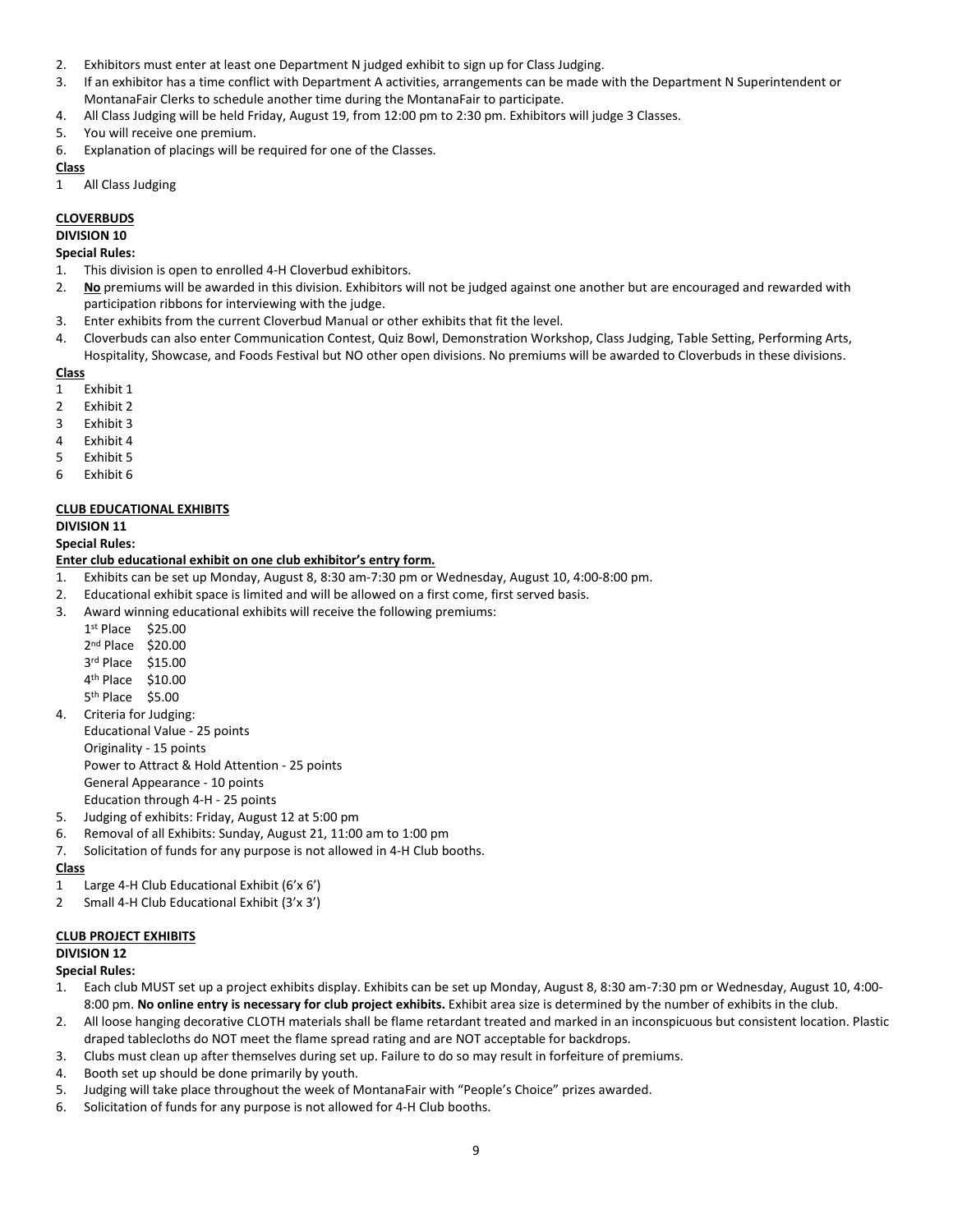2. Exhibitors must enter at least one Department N judged exhibit to sign up for Class Judging.
3. If an exhibitor has a time conflict with Department A activities, arrangements can be made with the Department N Superintendent or MontanaFair Clerks to schedule another time during the MontanaFair to participate.
4. All Class Judging will be held Friday, August 19, from 12:00 pm to 2:30 pm. Exhibitors will judge 3 Classes.
5. You will receive one premium.
6. Explanation of placings will be required for one of the Classes.

**Class**

1 All Class Judging

**CLOVERBUDS**

**DIVISION 10**

**Special Rules:**

1. This division is open to enrolled 4-H Cloverbud exhibitors.
2. **No** premiums will be awarded in this division. Exhibitors will not be judged against one another but are encouraged and rewarded with participation ribbons for interviewing with the judge.
3. Enter exhibits from the current Cloverbud Manual or other exhibits that fit the level.
4. Cloverbuds can also enter Communication Contest, Quiz Bowl, Demonstration Workshop, Class Judging, Table Setting, Performing Arts, Hospitality, Showcase, and Foods Festival but NO other open divisions. No premiums will be awarded to Cloverbuds in these divisions.

**Class**

1 Exhibit 1
2 Exhibit 2
3 Exhibit 3
4 Exhibit 4
5 Exhibit 5
6 Exhibit 6

**CLUB EDUCATIONAL EXHIBITS**

**DIVISION 11**

**Special Rules:**

**Enter club educational exhibit on one club exhibitor's entry form.**

1. Exhibits can be set up Monday, August 8, 8:30 am-7:30 pm or Wednesday, August 10, 4:00-8:00 pm.
2. Educational exhibit space is limited and will be allowed on a first come, first served basis.
3. Award winning educational exhibits will receive the following premiums:
   1st Place $25.00
   2nd Place $20.00
   3rd Place $15.00
   4th Place $10.00
   5th Place $5.00
4. Criteria for Judging:
   Educational Value - 25 points
   Originality - 15 points
   Power to Attract & Hold Attention - 25 points
   General Appearance - 10 points
   Education through 4-H - 25 points
5. Judging of exhibits: Friday, August 12 at 5:00 pm
6. Removal of all Exhibits: Sunday, August 21, 11:00 am to 1:00 pm
7. Solicitation of funds for any purpose is not allowed in 4-H Club booths.

**Class**

1 Large 4-H Club Educational Exhibit (6'x 6')
2 Small 4-H Club Educational Exhibit (3'x 3')

**CLUB PROJECT EXHIBITS**

**DIVISION 12**

**Special Rules:**

1. Each club MUST set up a project exhibits display. Exhibits can be set up Monday, August 8, 8:30 am-7:30 pm or Wednesday, August 10, 4:00-8:00 pm. **No online entry is necessary for club project exhibits.** Exhibit area size is determined by the number of exhibits in the club.
2. All loose hanging decorative CLOTH materials shall be flame retardant treated and marked in an inconspicuous but consistent location. Plastic draped tablecloths do NOT meet the flame spread rating and are NOT acceptable for backdrops.
3. Clubs must clean up after themselves during set up. Failure to do so may result in forfeiture of premiums.
4. Booth set up should be done primarily by youth.
5. Judging will take place throughout the week of MontanaFair with "People's Choice" prizes awarded.
6. Solicitation of funds for any purpose is not allowed for 4-H Club booths.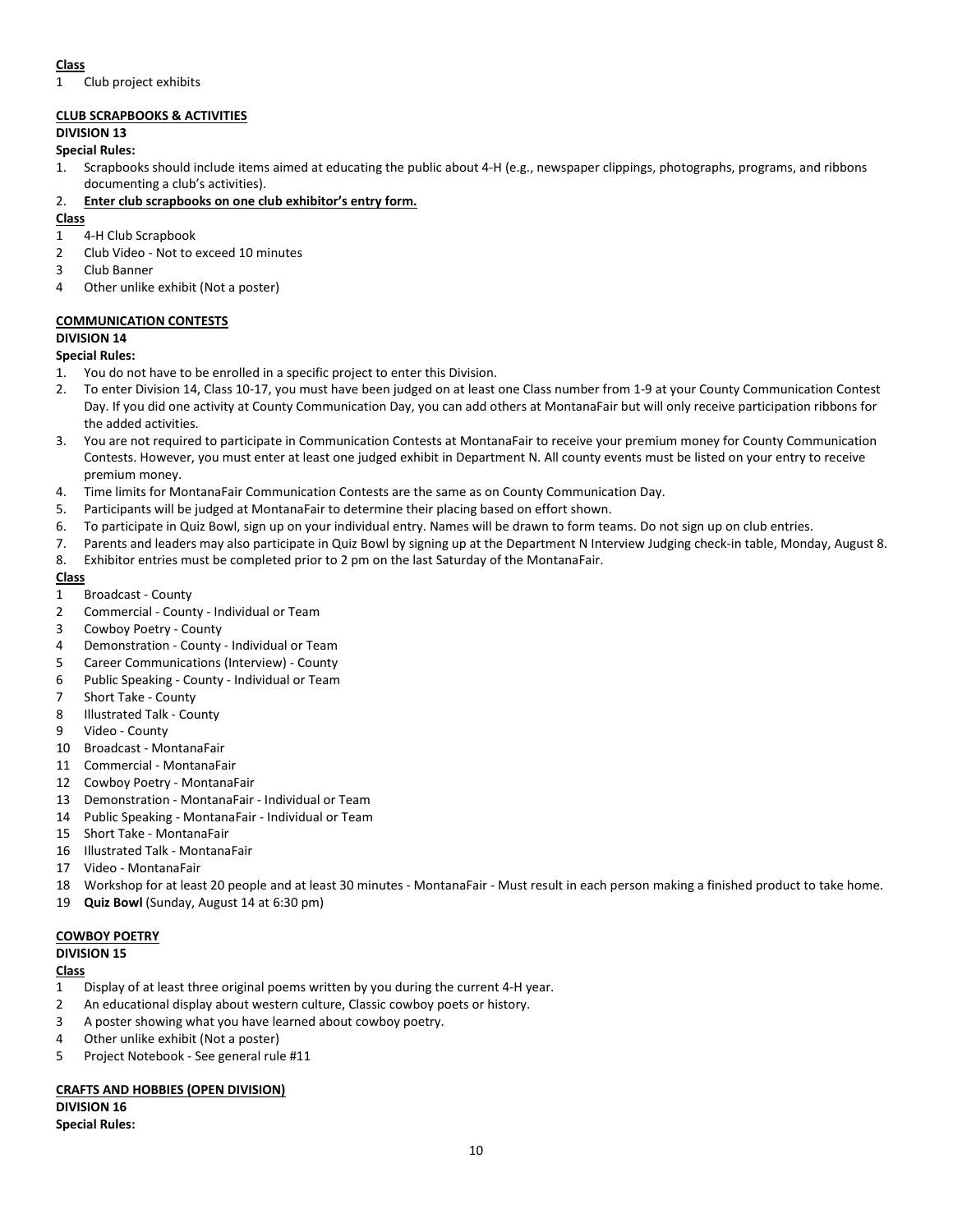**Class**

1 Club project exhibits

**CLUB SCRAPBOOKS & ACTIVITIES**

**DIVISION 13**

**Special Rules:**

1. Scrapbooks should include items aimed at educating the public about 4-H (e.g., newspaper clippings, photographs, programs, and ribbons documenting a club's activities).
2. **Enter club scrapbooks on one club exhibitor's entry form.**

**Class**

1 4-H Club Scrapbook
2 Club Video - Not to exceed 10 minutes
3 Club Banner
4 Other unlike exhibit (Not a poster)

**COMMUNICATION CONTESTS**

**DIVISION 14**

**Special Rules:**

1. You do not have to be enrolled in a specific project to enter this Division.
2. To enter Division 14, Class 10-17, you must have been judged on at least one Class number from 1-9 at your County Communication Contest Day. If you did one activity at County Communication Day, you can add others at MontanaFair but will only receive participation ribbons for the added activities.
3. You are not required to participate in Communication Contests at MontanaFair to receive your premium money for County Communication Contests. However, you must enter at least one judged exhibit in Department N. All county events must be listed on your entry to receive premium money.
4. Time limits for MontanaFair Communication Contests are the same as on County Communication Day.
5. Participants will be judged at MontanaFair to determine their placing based on effort shown.
6. To participate in Quiz Bowl, sign up on your individual entry. Names will be drawn to form teams. Do not sign up on club entries.
7. Parents and leaders may also participate in Quiz Bowl by signing up at the Department N Interview Judging check-in table, Monday, August 8.
8. Exhibitor entries must be completed prior to 2 pm on the last Saturday of the MontanaFair.

**Class**

1 Broadcast - County
2 Commercial - County - Individual or Team
3 Cowboy Poetry - County
4 Demonstration - County - Individual or Team
5 Career Communications (Interview) - County
6 Public Speaking - County - Individual or Team
7 Short Take - County
8 Illustrated Talk - County
9 Video - County
10 Broadcast - MontanaFair
11 Commercial - MontanaFair
12 Cowboy Poetry - MontanaFair
13 Demonstration - MontanaFair - Individual or Team
14 Public Speaking - MontanaFair - Individual or Team
15 Short Take - MontanaFair
16 Illustrated Talk - MontanaFair
17 Video - MontanaFair
18 Workshop for at least 20 people and at least 30 minutes - MontanaFair - Must result in each person making a finished product to take home.
19 **Quiz Bowl** (Sunday, August 14 at 6:30 pm)

**COWBOY POETRY**

**DIVISION 15**

**Class**

1 Display of at least three original poems written by you during the current 4-H year.
2 An educational display about western culture, Classic cowboy poets or history.
3 A poster showing what you have learned about cowboy poetry.
4 Other unlike exhibit (Not a poster)
5 Project Notebook - See general rule #11

**CRAFTS AND HOBBIES (OPEN DIVISION)**

**DIVISION 16**

**Special Rules:**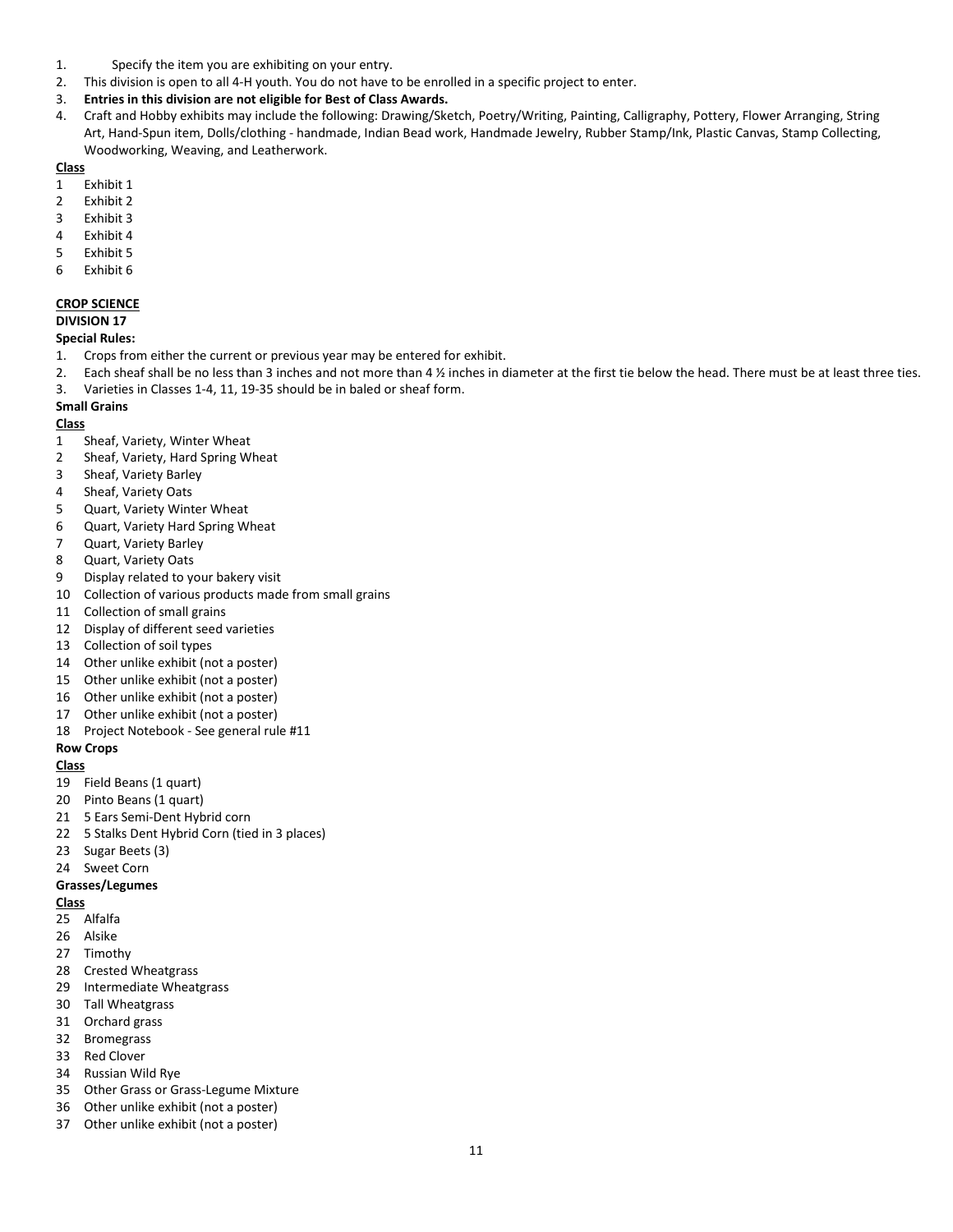1. Specify the item you are exhibiting on your entry.
2. This division is open to all 4-H youth. You do not have to be enrolled in a specific project to enter.
3. **Entries in this division are not eligible for Best of Class Awards.**
4. Craft and Hobby exhibits may include the following: Drawing/Sketch, Poetry/Writing, Painting, Calligraphy, Pottery, Flower Arranging, String Art, Hand-Spun item, Dolls/clothing - handmade, Indian Bead work, Handmade Jewelry, Rubber Stamp/Ink, Plastic Canvas, Stamp Collecting, Woodworking, Weaving, and Leatherwork.

**Class**

1 Exhibit 1
2 Exhibit 2
3 Exhibit 3
4 Exhibit 4
5 Exhibit 5
6 Exhibit 6

**CROP SCIENCE**

**DIVISION 17**

**Special Rules:**

1. Crops from either the current or previous year may be entered for exhibit.
2. Each sheaf shall be no less than 3 inches and not more than 4 ½ inches in diameter at the first tie below the head. There must be at least three ties.
3. Varieties in Classes 1-4, 11, 19-35 should be in baled or sheaf form.

**Small Grains**

**Class**

1 Sheaf, Variety, Winter Wheat
2 Sheaf, Variety, Hard Spring Wheat
3 Sheaf, Variety Barley
4 Sheaf, Variety Oats
5 Quart, Variety Winter Wheat
6 Quart, Variety Hard Spring Wheat
7 Quart, Variety Barley
8 Quart, Variety Oats
9 Display related to your bakery visit
10 Collection of various products made from small grains
11 Collection of small grains
12 Display of different seed varieties
13 Collection of soil types
14 Other unlike exhibit (not a poster)
15 Other unlike exhibit (not a poster)
16 Other unlike exhibit (not a poster)
17 Other unlike exhibit (not a poster)
18 Project Notebook - See general rule #11

**Row Crops**

**Class**

19 Field Beans (1 quart)
20 Pinto Beans (1 quart)
21 5 Ears Semi-Dent Hybrid corn
22 5 Stalks Dent Hybrid Corn (tied in 3 places)
23 Sugar Beets (3)
24 Sweet Corn

**Grasses/Legumes**

**Class**

25 Alfalfa
26 Alsike
27 Timothy
28 Crested Wheatgrass
29 Intermediate Wheatgrass
30 Tall Wheatgrass
31 Orchard grass
32 Bromegrass
33 Red Clover
34 Russian Wild Rye
35 Other Grass or Grass-Legume Mixture
36 Other unlike exhibit (not a poster)
37 Other unlike exhibit (not a poster)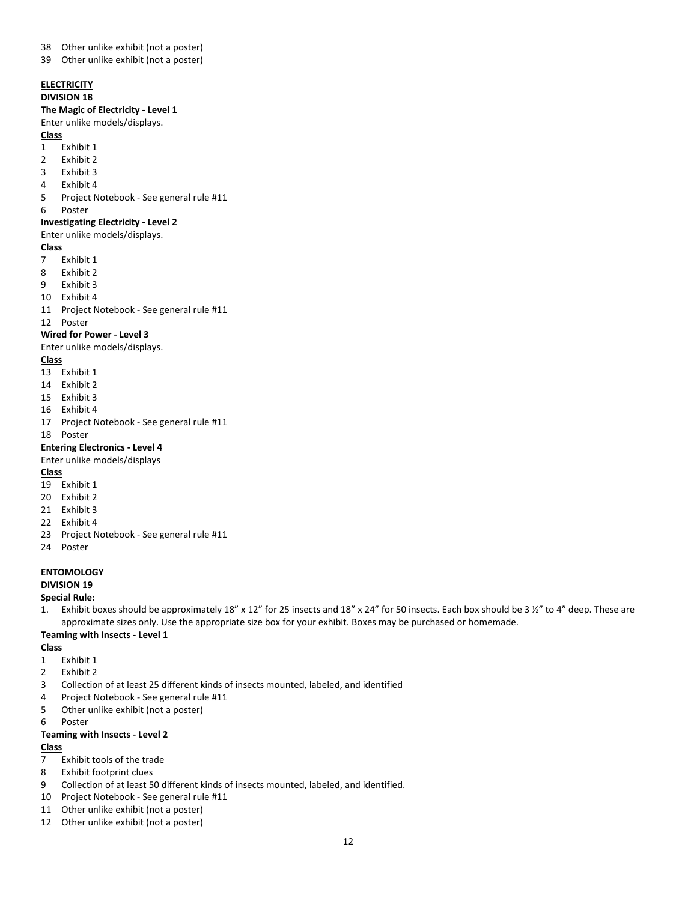38 Other unlike exhibit (not a poster)
39 Other unlike exhibit (not a poster)

**ELECTRICITY**

**DIVISION 18**

**The Magic of Electricity - Level 1**

Enter unlike models/displays.

**Class**

1 Exhibit 1
2 Exhibit 2
3 Exhibit 3
4 Exhibit 4
5 Project Notebook - See general rule #11
6 Poster

**Investigating Electricity - Level 2**

Enter unlike models/displays.

**Class**

7 Exhibit 1
8 Exhibit 2
9 Exhibit 3
10 Exhibit 4
11 Project Notebook - See general rule #11
12 Poster

**Wired for Power - Level 3**

Enter unlike models/displays.

**Class**

13 Exhibit 1
14 Exhibit 2
15 Exhibit 3
16 Exhibit 4
17 Project Notebook - See general rule #11
18 Poster

**Entering Electronics - Level 4**

Enter unlike models/displays

**Class**

19 Exhibit 1
20 Exhibit 2
21 Exhibit 3
22 Exhibit 4
23 Project Notebook - See general rule #11
24 Poster

**ENTOMOLOGY**

**DIVISION 19**

**Special Rule:**

1. Exhibit boxes should be approximately 18" x 12" for 25 insects and 18" x 24" for 50 insects. Each box should be 3 ½" to 4" deep. These are approximate sizes only. Use the appropriate size box for your exhibit. Boxes may be purchased or homemade.

**Teaming with Insects - Level 1**

**Class**

1 Exhibit 1
2 Exhibit 2
3 Collection of at least 25 different kinds of insects mounted, labeled, and identified
4 Project Notebook - See general rule #11
5 Other unlike exhibit (not a poster)
6 Poster

**Teaming with Insects - Level 2**

**Class**

7 Exhibit tools of the trade
8 Exhibit footprint clues
9 Collection of at least 50 different kinds of insects mounted, labeled, and identified.
10 Project Notebook - See general rule #11
11 Other unlike exhibit (not a poster)
12 Other unlike exhibit (not a poster)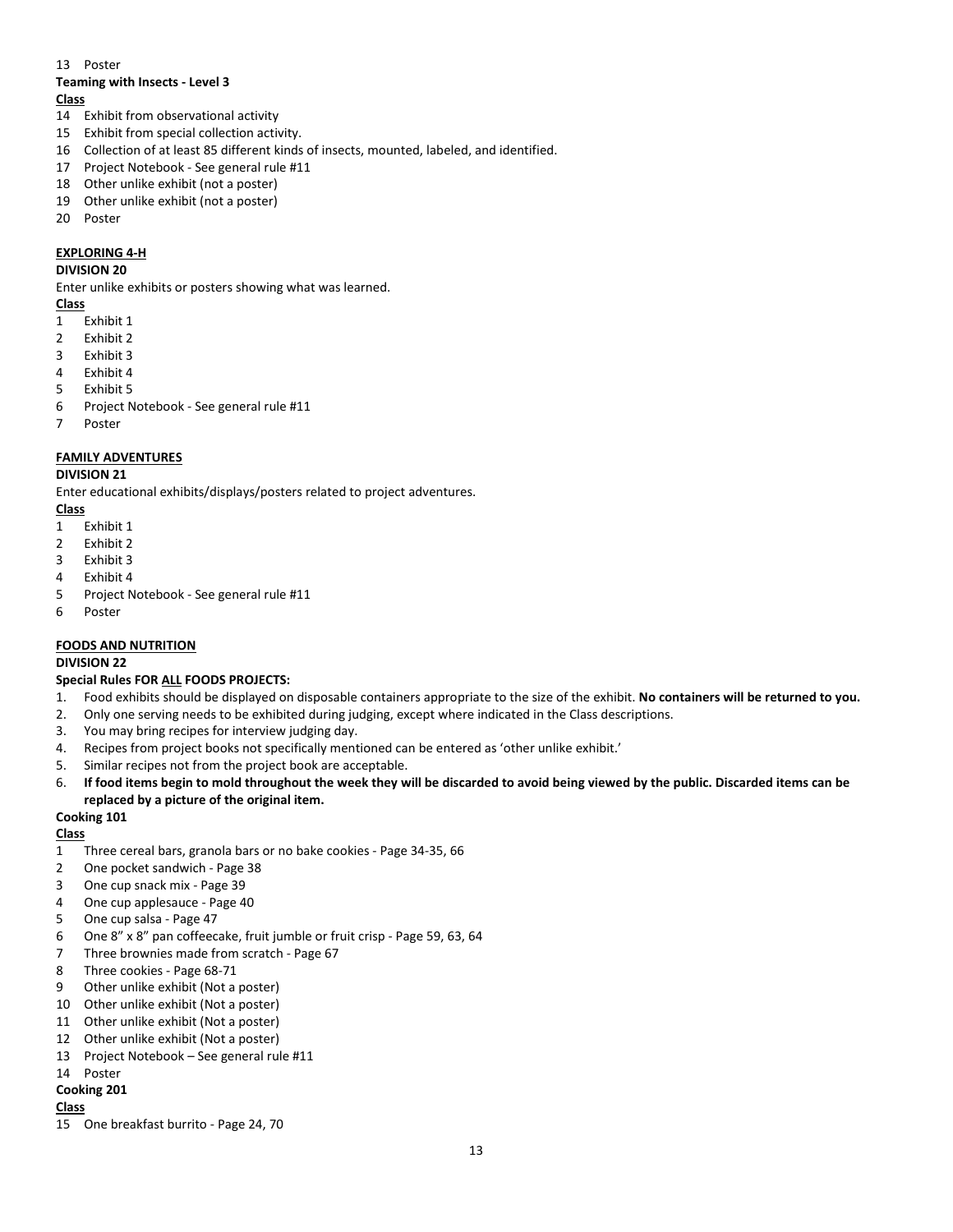13 Poster

**Teaming with Insects - Level 3**

**Class**

14 Exhibit from observational activity
15 Exhibit from special collection activity.
16 Collection of at least 85 different kinds of insects, mounted, labeled, and identified.
17 Project Notebook - See general rule #11
18 Other unlike exhibit (not a poster)
19 Other unlike exhibit (not a poster)
20 Poster

**EXPLORING 4-H**

**DIVISION 20**

Enter unlike exhibits or posters showing what was learned.

**Class**

1 Exhibit 1
2 Exhibit 2
3 Exhibit 3
4 Exhibit 4
5 Exhibit 5
6 Project Notebook - See general rule #11
7 Poster

**FAMILY ADVENTURES**

**DIVISION 21**

Enter educational exhibits/displays/posters related to project adventures.

**Class**

1 Exhibit 1
2 Exhibit 2
3 Exhibit 3
4 Exhibit 4
5 Project Notebook - See general rule #11
6 Poster

**FOODS AND NUTRITION**

**DIVISION 22**

**Special Rules FOR ALL FOODS PROJECTS:**

1. Food exhibits should be displayed on disposable containers appropriate to the size of the exhibit. **No containers will be returned to you.**
2. Only one serving needs to be exhibited during judging, except where indicated in the Class descriptions.
3. You may bring recipes for interview judging day.
4. Recipes from project books not specifically mentioned can be entered as 'other unlike exhibit.'
5. Similar recipes not from the project book are acceptable.
6. **If food items begin to mold throughout the week they will be discarded to avoid being viewed by the public. Discarded items can be replaced by a picture of the original item.**

**Cooking 101**

**Class**

1 Three cereal bars, granola bars or no bake cookies - Page 34-35, 66
2 One pocket sandwich - Page 38
3 One cup snack mix - Page 39
4 One cup applesauce - Page 40
5 One cup salsa - Page 47
6 One 8" x 8" pan coffeecake, fruit jumble or fruit crisp - Page 59, 63, 64
7 Three brownies made from scratch - Page 67
8 Three cookies - Page 68-71
9 Other unlike exhibit (Not a poster)
10 Other unlike exhibit (Not a poster)
11 Other unlike exhibit (Not a poster)
12 Other unlike exhibit (Not a poster)
13 Project Notebook – See general rule #11
14 Poster

**Cooking 201**

**Class**

15 One breakfast burrito - Page 24, 70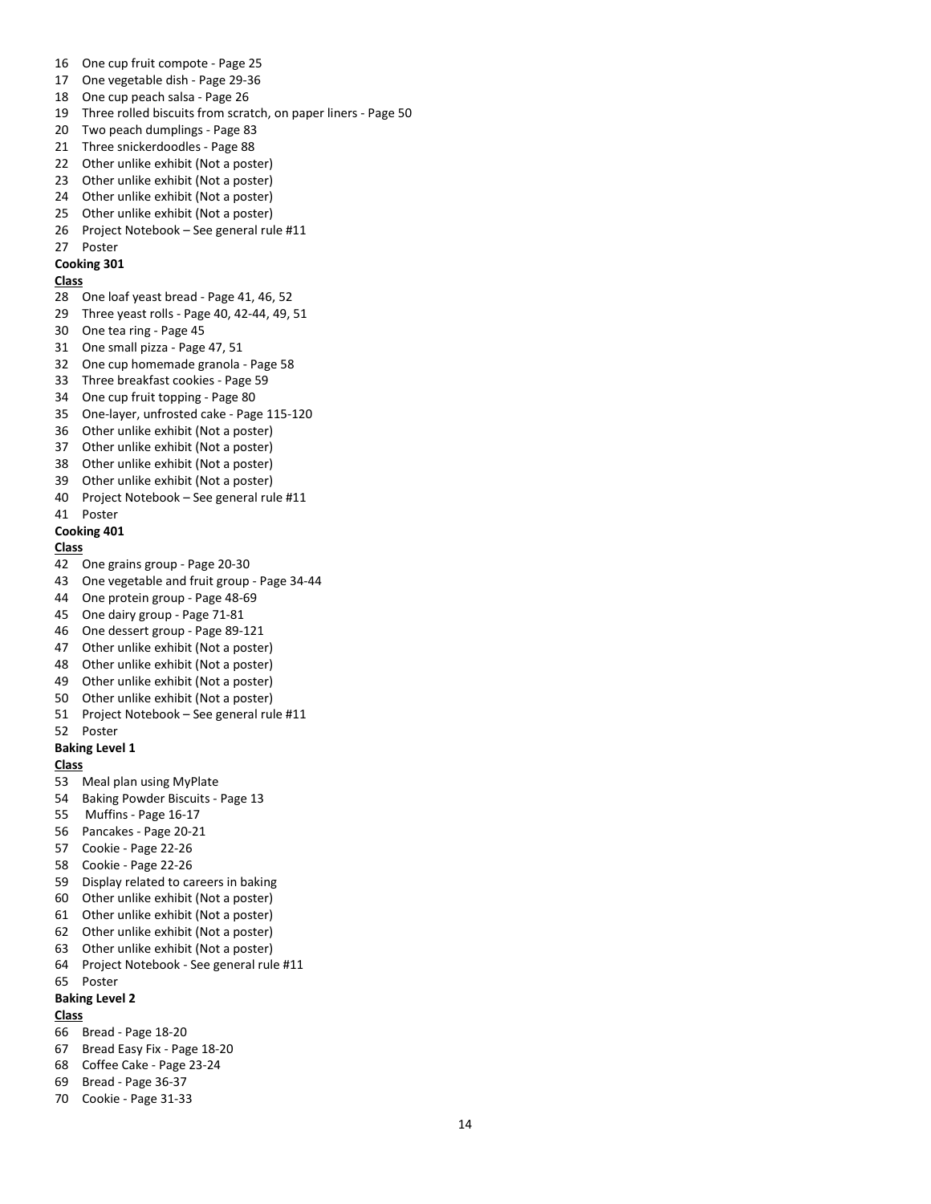16 One cup fruit compote - Page 25
17 One vegetable dish - Page 29-36
18 One cup peach salsa - Page 26
19 Three rolled biscuits from scratch, on paper liners - Page 50
20 Two peach dumplings - Page 83
21 Three snickerdoodles - Page 88
22 Other unlike exhibit (Not a poster)
23 Other unlike exhibit (Not a poster)
24 Other unlike exhibit (Not a poster)
25 Other unlike exhibit (Not a poster)
26 Project Notebook – See general rule #11
27 Poster

**Cooking 301**

**Class**

28 One loaf yeast bread - Page 41, 46, 52
29 Three yeast rolls - Page 40, 42-44, 49, 51
30 One tea ring - Page 45
31 One small pizza - Page 47, 51
32 One cup homemade granola - Page 58
33 Three breakfast cookies - Page 59
34 One cup fruit topping - Page 80
35 One-layer, unfrosted cake - Page 115-120
36 Other unlike exhibit (Not a poster)
37 Other unlike exhibit (Not a poster)
38 Other unlike exhibit (Not a poster)
39 Other unlike exhibit (Not a poster)
40 Project Notebook – See general rule #11
41 Poster

**Cooking 401**

**Class**

42 One grains group - Page 20-30
43 One vegetable and fruit group - Page 34-44
44 One protein group - Page 48-69
45 One dairy group - Page 71-81
46 One dessert group - Page 89-121
47 Other unlike exhibit (Not a poster)
48 Other unlike exhibit (Not a poster)
49 Other unlike exhibit (Not a poster)
50 Other unlike exhibit (Not a poster)
51 Project Notebook – See general rule #11
52 Poster

**Baking Level 1**

**Class**

53 Meal plan using MyPlate
54 Baking Powder Biscuits - Page 13
55 Muffins - Page 16-17
56 Pancakes - Page 20-21
57 Cookie - Page 22-26
58 Cookie - Page 22-26
59 Display related to careers in baking
60 Other unlike exhibit (Not a poster)
61 Other unlike exhibit (Not a poster)
62 Other unlike exhibit (Not a poster)
63 Other unlike exhibit (Not a poster)
64 Project Notebook - See general rule #11
65 Poster

**Baking Level 2**

**Class**

66 Bread - Page 18-20
67 Bread Easy Fix - Page 18-20
68 Coffee Cake - Page 23-24
69 Bread - Page 36-37
70 Cookie - Page 31-33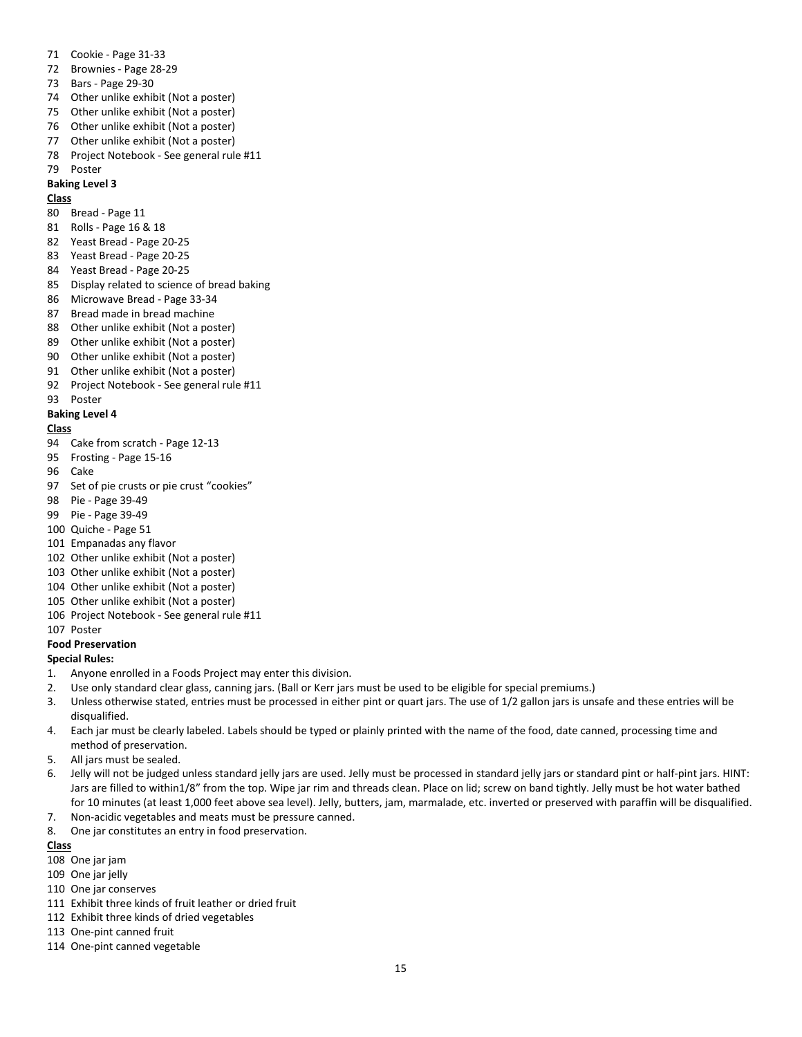71 Cookie - Page 31-33
72 Brownies - Page 28-29
73 Bars - Page 29-30
74 Other unlike exhibit (Not a poster)
75 Other unlike exhibit (Not a poster)
76 Other unlike exhibit (Not a poster)
77 Other unlike exhibit (Not a poster)
78 Project Notebook - See general rule #11
79 Poster

**Baking Level 3**

**Class**

80 Bread - Page 11
81 Rolls - Page 16 & 18
82 Yeast Bread - Page 20-25
83 Yeast Bread - Page 20-25
84 Yeast Bread - Page 20-25
85 Display related to science of bread baking
86 Microwave Bread - Page 33-34
87 Bread made in bread machine
88 Other unlike exhibit (Not a poster)
89 Other unlike exhibit (Not a poster)
90 Other unlike exhibit (Not a poster)
91 Other unlike exhibit (Not a poster)
92 Project Notebook - See general rule #11
93 Poster

**Baking Level 4**

**Class**

94 Cake from scratch - Page 12-13
95 Frosting - Page 15-16
96 Cake
97 Set of pie crusts or pie crust "cookies"
98 Pie - Page 39-49
99 Pie - Page 39-49
100 Quiche - Page 51
101 Empanadas any flavor
102 Other unlike exhibit (Not a poster)
103 Other unlike exhibit (Not a poster)
104 Other unlike exhibit (Not a poster)
105 Other unlike exhibit (Not a poster)
106 Project Notebook - See general rule #11
107 Poster

**Food Preservation**

**Special Rules:**

1. Anyone enrolled in a Foods Project may enter this division.
2. Use only standard clear glass, canning jars. (Ball or Kerr jars must be used to be eligible for special premiums.)
3. Unless otherwise stated, entries must be processed in either pint or quart jars. The use of 1/2 gallon jars is unsafe and these entries will be disqualified.
4. Each jar must be clearly labeled. Labels should be typed or plainly printed with the name of the food, date canned, processing time and method of preservation.
5. All jars must be sealed.
6. Jelly will not be judged unless standard jelly jars are used. Jelly must be processed in standard jelly jars or standard pint or half-pint jars. HINT: Jars are filled to within1/8" from the top. Wipe jar rim and threads clean. Place on lid; screw on band tightly. Jelly must be hot water bathed for 10 minutes (at least 1,000 feet above sea level). Jelly, butters, jam, marmalade, etc. inverted or preserved with paraffin will be disqualified.
7. Non-acidic vegetables and meats must be pressure canned.
8. One jar constitutes an entry in food preservation.

**Class**

108 One jar jam
109 One jar jelly
110 One jar conserves
111 Exhibit three kinds of fruit leather or dried fruit
112 Exhibit three kinds of dried vegetables
113 One-pint canned fruit
114 One-pint canned vegetable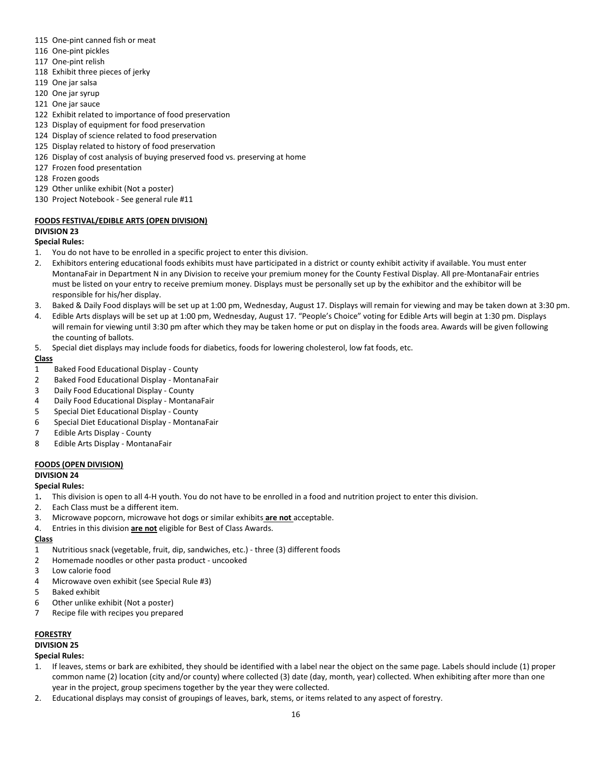115 One-pint canned fish or meat
116 One-pint pickles
117 One-pint relish
118 Exhibit three pieces of jerky
119 One jar salsa
120 One jar syrup
121 One jar sauce
122 Exhibit related to importance of food preservation
123 Display of equipment for food preservation
124 Display of science related to food preservation
125 Display related to history of food preservation
126 Display of cost analysis of buying preserved food vs. preserving at home
127 Frozen food presentation
128 Frozen goods
129 Other unlike exhibit (Not a poster)
130 Project Notebook - See general rule #11

## FOODS FESTIVAL/EDIBLE ARTS (OPEN DIVISION)

### DIVISION 23

**Special Rules:**

1. You do not have to be enrolled in a specific project to enter this division.
2. Exhibitors entering educational foods exhibits must have participated in a district or county exhibit activity if available. You must enter MontanaFair in Department N in any Division to receive your premium money for the County Festival Display. All pre-MontanaFair entries must be listed on your entry to receive premium money. Displays must be personally set up by the exhibitor and the exhibitor will be responsible for his/her display.
3. Baked & Daily Food displays will be set up at 1:00 pm, Wednesday, August 17. Displays will remain for viewing and may be taken down at 3:30 pm.
4. Edible Arts displays will be set up at 1:00 pm, Wednesday, August 17. "People's Choice" voting for Edible Arts will begin at 1:30 pm. Displays will remain for viewing until 3:30 pm after which they may be taken home or put on display in the foods area. Awards will be given following the counting of ballots.
5. Special diet displays may include foods for diabetics, foods for lowering cholesterol, low fat foods, etc.

**Class**

1 Baked Food Educational Display - County
2 Baked Food Educational Display - MontanaFair
3 Daily Food Educational Display - County
4 Daily Food Educational Display - MontanaFair
5 Special Diet Educational Display - County
6 Special Diet Educational Display - MontanaFair
7 Edible Arts Display - County
8 Edible Arts Display - MontanaFair

## FOODS (OPEN DIVISION)

### DIVISION 24

**Special Rules:**

1. This division is open to all 4-H youth. You do not have to be enrolled in a food and nutrition project to enter this division.
2. Each Class must be a different item.
3. Microwave popcorn, microwave hot dogs or similar exhibits **are not** acceptable.
4. Entries in this division **are not** eligible for Best of Class Awards.

**Class**

1 Nutritious snack (vegetable, fruit, dip, sandwiches, etc.) - three (3) different foods
2 Homemade noodles or other pasta product - uncooked
3 Low calorie food
4 Microwave oven exhibit (see Special Rule #3)
5 Baked exhibit
6 Other unlike exhibit (Not a poster)
7 Recipe file with recipes you prepared

## FORESTRY

### DIVISION 25

**Special Rules:**

1. If leaves, stems or bark are exhibited, they should be identified with a label near the object on the same page. Labels should include (1) proper common name (2) location (city and/or county) where collected (3) date (day, month, year) collected. When exhibiting after more than one year in the project, group specimens together by the year they were collected.
2. Educational displays may consist of groupings of leaves, bark, stems, or items related to any aspect of forestry.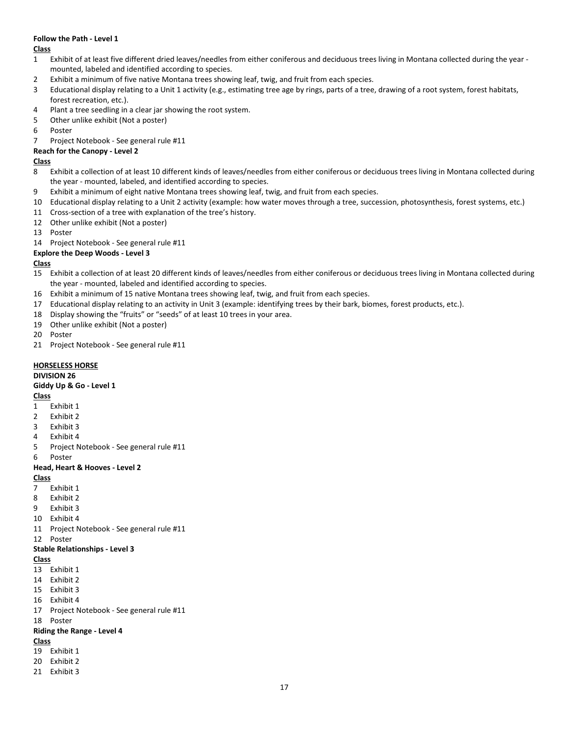**Follow the Path - Level 1**

**Class**

1 Exhibit of at least five different dried leaves/needles from either coniferous and deciduous trees living in Montana collected during the year - mounted, labeled and identified according to species.
2 Exhibit a minimum of five native Montana trees showing leaf, twig, and fruit from each species.
3 Educational display relating to a Unit 1 activity (e.g., estimating tree age by rings, parts of a tree, drawing of a root system, forest habitats, forest recreation, etc.).
4 Plant a tree seedling in a clear jar showing the root system.
5 Other unlike exhibit (Not a poster)
6 Poster
7 Project Notebook - See general rule #11

**Reach for the Canopy - Level 2**

**Class**

8 Exhibit a collection of at least 10 different kinds of leaves/needles from either coniferous or deciduous trees living in Montana collected during the year - mounted, labeled, and identified according to species.
9 Exhibit a minimum of eight native Montana trees showing leaf, twig, and fruit from each species.
10 Educational display relating to a Unit 2 activity (example: how water moves through a tree, succession, photosynthesis, forest systems, etc.)
11 Cross-section of a tree with explanation of the tree's history.
12 Other unlike exhibit (Not a poster)
13 Poster
14 Project Notebook - See general rule #11

**Explore the Deep Woods - Level 3**

**Class**

15 Exhibit a collection of at least 20 different kinds of leaves/needles from either coniferous or deciduous trees living in Montana collected during the year - mounted, labeled and identified according to species.
16 Exhibit a minimum of 15 native Montana trees showing leaf, twig, and fruit from each species.
17 Educational display relating to an activity in Unit 3 (example: identifying trees by their bark, biomes, forest products, etc.).
18 Display showing the "fruits" or "seeds" of at least 10 trees in your area.
19 Other unlike exhibit (Not a poster)
20 Poster
21 Project Notebook - See general rule #11

**HORSELESS HORSE**

**DIVISION 26**

**Giddy Up & Go - Level 1**

**Class**

1 Exhibit 1
2 Exhibit 2
3 Exhibit 3
4 Exhibit 4
5 Project Notebook - See general rule #11
6 Poster

**Head, Heart & Hooves - Level 2**

**Class**

7 Exhibit 1
8 Exhibit 2
9 Exhibit 3
10 Exhibit 4
11 Project Notebook - See general rule #11
12 Poster

**Stable Relationships - Level 3**

**Class**

13 Exhibit 1
14 Exhibit 2
15 Exhibit 3
16 Exhibit 4
17 Project Notebook - See general rule #11
18 Poster

**Riding the Range - Level 4**

**Class**

19 Exhibit 1
20 Exhibit 2
21 Exhibit 3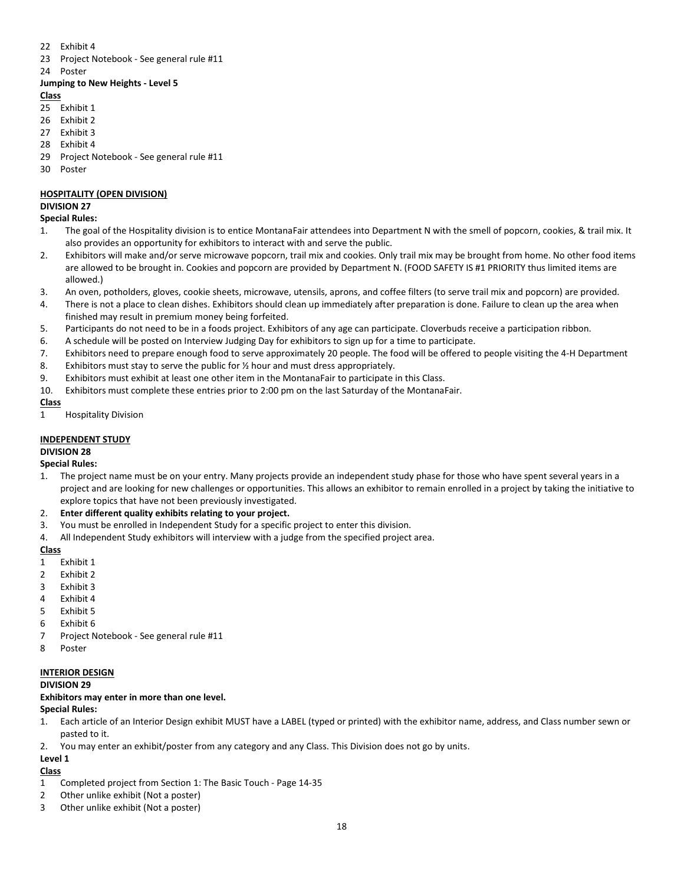22 Exhibit 4
23 Project Notebook - See general rule #11
24 Poster

**Jumping to New Heights - Level 5**

**Class**

25 Exhibit 1
26 Exhibit 2
27 Exhibit 3
28 Exhibit 4
29 Project Notebook - See general rule #11
30 Poster

## HOSPITALITY (OPEN DIVISION)

**DIVISION 27**

**Special Rules:**

1. The goal of the Hospitality division is to entice MontanaFair attendees into Department N with the smell of popcorn, cookies, & trail mix. It also provides an opportunity for exhibitors to interact with and serve the public.
2. Exhibitors will make and/or serve microwave popcorn, trail mix and cookies. Only trail mix may be brought from home. No other food items are allowed to be brought in. Cookies and popcorn are provided by Department N. (FOOD SAFETY IS #1 PRIORITY thus limited items are allowed.)
3. An oven, potholders, gloves, cookie sheets, microwave, utensils, aprons, and coffee filters (to serve trail mix and popcorn) are provided.
4. There is not a place to clean dishes. Exhibitors should clean up immediately after preparation is done. Failure to clean up the area when finished may result in premium money being forfeited.
5. Participants do not need to be in a foods project. Exhibitors of any age can participate. Cloverbuds receive a participation ribbon.
6. A schedule will be posted on Interview Judging Day for exhibitors to sign up for a time to participate.
7. Exhibitors need to prepare enough food to serve approximately 20 people. The food will be offered to people visiting the 4-H Department
8. Exhibitors must stay to serve the public for ½ hour and must dress appropriately.
9. Exhibitors must exhibit at least one other item in the MontanaFair to participate in this Class.
10. Exhibitors must complete these entries prior to 2:00 pm on the last Saturday of the MontanaFair.

**Class**

1 Hospitality Division

## INDEPENDENT STUDY

**DIVISION 28**

**Special Rules:**

1. The project name must be on your entry. Many projects provide an independent study phase for those who have spent several years in a project and are looking for new challenges or opportunities. This allows an exhibitor to remain enrolled in a project by taking the initiative to explore topics that have not been previously investigated.
2. **Enter different quality exhibits relating to your project.**
3. You must be enrolled in Independent Study for a specific project to enter this division.
4. All Independent Study exhibitors will interview with a judge from the specified project area.

**Class**

1 Exhibit 1
2 Exhibit 2
3 Exhibit 3
4 Exhibit 4
5 Exhibit 5
6 Exhibit 6
7 Project Notebook - See general rule #11
8 Poster

## INTERIOR DESIGN

**DIVISION 29**

**Exhibitors may enter in more than one level.**

**Special Rules:**

1. Each article of an Interior Design exhibit MUST have a LABEL (typed or printed) with the exhibitor name, address, and Class number sewn or pasted to it.
2. You may enter an exhibit/poster from any category and any Class. This Division does not go by units.

**Level 1**

**Class**

1 Completed project from Section 1: The Basic Touch - Page 14-35
2 Other unlike exhibit (Not a poster)
3 Other unlike exhibit (Not a poster)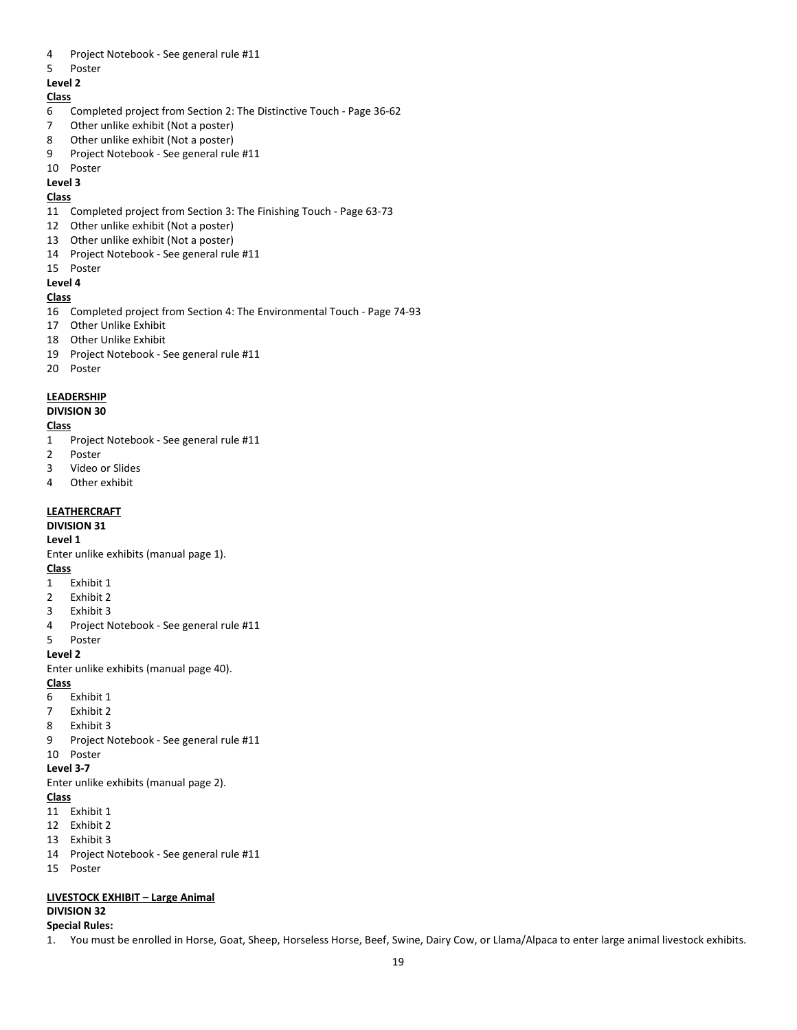4 Project Notebook - See general rule #11
5 Poster

**Level 2**

**Class**

6 Completed project from Section 2: The Distinctive Touch - Page 36-62
7 Other unlike exhibit (Not a poster)
8 Other unlike exhibit (Not a poster)
9 Project Notebook - See general rule #11
10 Poster

**Level 3**

**Class**

11 Completed project from Section 3: The Finishing Touch - Page 63-73
12 Other unlike exhibit (Not a poster)
13 Other unlike exhibit (Not a poster)
14 Project Notebook - See general rule #11
15 Poster

**Level 4**

**Class**

16 Completed project from Section 4: The Environmental Touch - Page 74-93
17 Other Unlike Exhibit
18 Other Unlike Exhibit
19 Project Notebook - See general rule #11
20 Poster

## LEADERSHIP

**DIVISION 30**

**Class**

1 Project Notebook - See general rule #11
2 Poster
3 Video or Slides
4 Other exhibit

## LEATHERCRAFT

**DIVISION 31**

**Level 1**

Enter unlike exhibits (manual page 1).

**Class**

1 Exhibit 1
2 Exhibit 2
3 Exhibit 3
4 Project Notebook - See general rule #11
5 Poster

**Level 2**

Enter unlike exhibits (manual page 40).

**Class**

6 Exhibit 1
7 Exhibit 2
8 Exhibit 3
9 Project Notebook - See general rule #11
10 Poster

**Level 3-7**

Enter unlike exhibits (manual page 2).

**Class**

11 Exhibit 1
12 Exhibit 2
13 Exhibit 3
14 Project Notebook - See general rule #11
15 Poster

## LIVESTOCK EXHIBIT – Large Animal

**DIVISION 32**

**Special Rules:**

1. You must be enrolled in Horse, Goat, Sheep, Horseless Horse, Beef, Swine, Dairy Cow, or Llama/Alpaca to enter large animal livestock exhibits.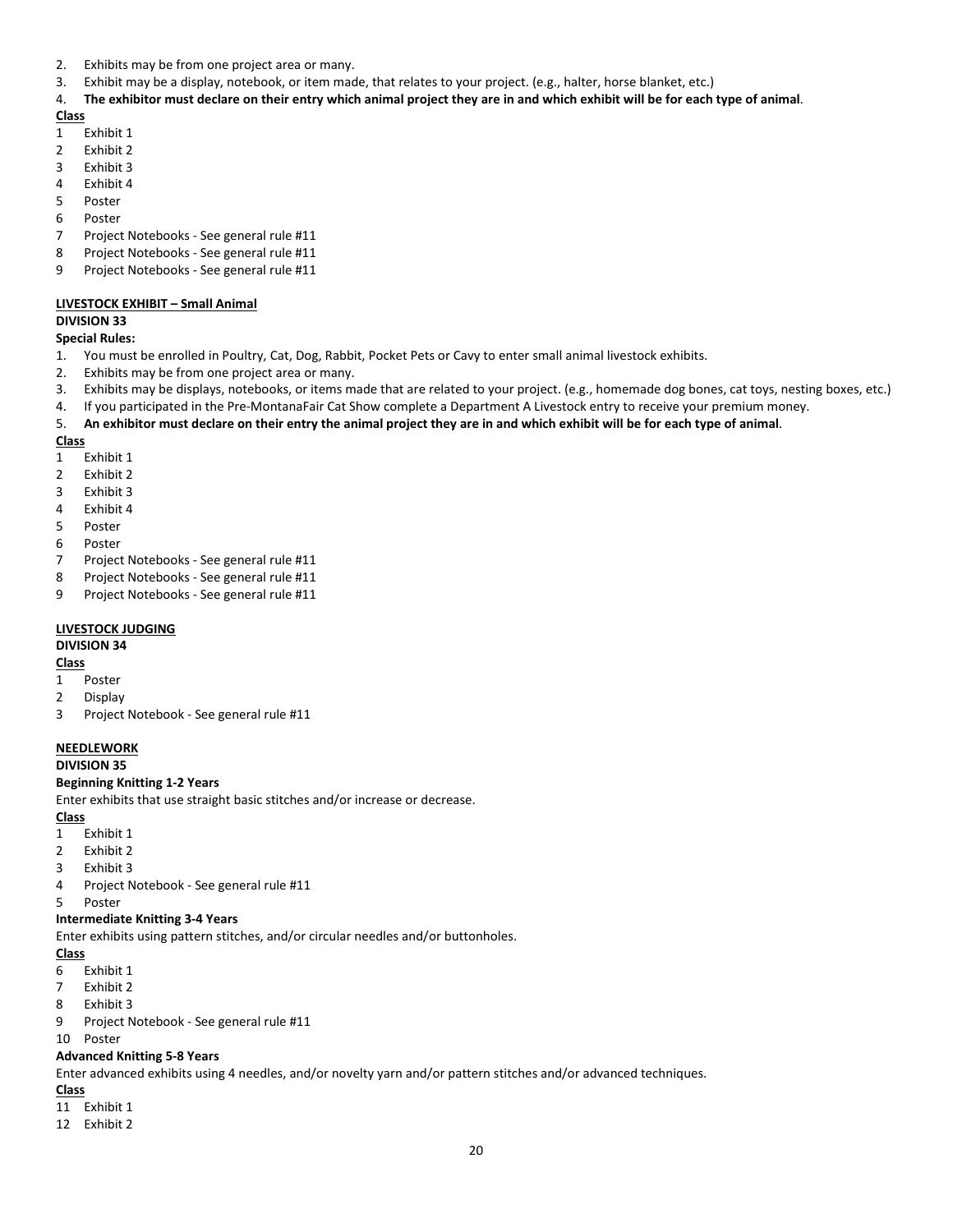2. Exhibits may be from one project area or many.
3. Exhibit may be a display, notebook, or item made, that relates to your project. (e.g., halter, horse blanket, etc.)
4. **The exhibitor must declare on their entry which animal project they are in and which exhibit will be for each type of animal**.

**Class**

1 Exhibit 1
2 Exhibit 2
3 Exhibit 3
4 Exhibit 4
5 Poster
6 Poster
7 Project Notebooks - See general rule #11
8 Project Notebooks - See general rule #11
9 Project Notebooks - See general rule #11

**LIVESTOCK EXHIBIT – Small Animal**

**DIVISION 33**

**Special Rules:**

1. You must be enrolled in Poultry, Cat, Dog, Rabbit, Pocket Pets or Cavy to enter small animal livestock exhibits.
2. Exhibits may be from one project area or many.
3. Exhibits may be displays, notebooks, or items made that are related to your project. (e.g., homemade dog bones, cat toys, nesting boxes, etc.)
4. If you participated in the Pre-MontanaFair Cat Show complete a Department A Livestock entry to receive your premium money.
5. **An exhibitor must declare on their entry the animal project they are in and which exhibit will be for each type of animal**.

**Class**

1 Exhibit 1
2 Exhibit 2
3 Exhibit 3
4 Exhibit 4
5 Poster
6 Poster
7 Project Notebooks - See general rule #11
8 Project Notebooks - See general rule #11
9 Project Notebooks - See general rule #11

**LIVESTOCK JUDGING**

**DIVISION 34**

**Class**

1 Poster
2 Display
3 Project Notebook - See general rule #11

**NEEDLEWORK**

**DIVISION 35**

**Beginning Knitting 1-2 Years**

Enter exhibits that use straight basic stitches and/or increase or decrease.

**Class**

1 Exhibit 1
2 Exhibit 2
3 Exhibit 3
4 Project Notebook - See general rule #11
5 Poster

**Intermediate Knitting 3-4 Years**

Enter exhibits using pattern stitches, and/or circular needles and/or buttonholes.

**Class**

6 Exhibit 1
7 Exhibit 2
8 Exhibit 3
9 Project Notebook - See general rule #11
10 Poster

**Advanced Knitting 5-8 Years**

Enter advanced exhibits using 4 needles, and/or novelty yarn and/or pattern stitches and/or advanced techniques.

**Class**

11 Exhibit 1
12 Exhibit 2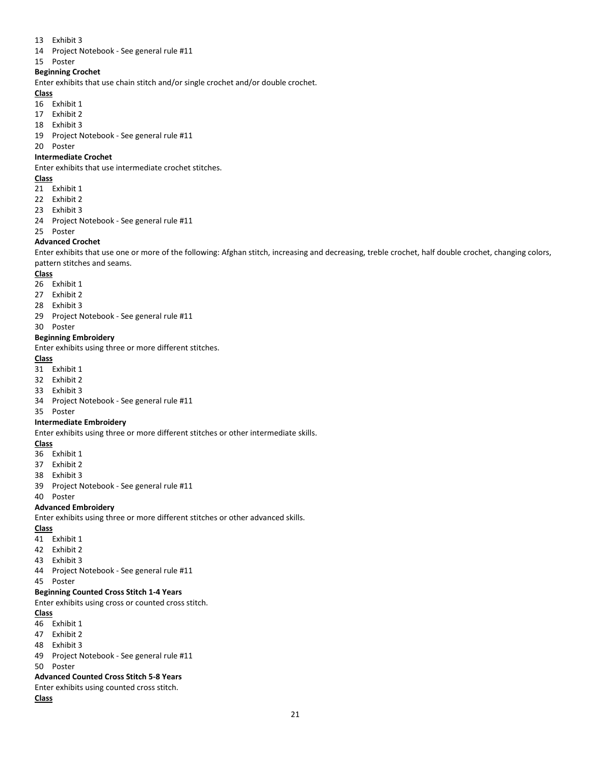13 Exhibit 3
14 Project Notebook - See general rule #11
15 Poster

**Beginning Crochet**

Enter exhibits that use chain stitch and/or single crochet and/or double crochet.

**Class**

16 Exhibit 1
17 Exhibit 2
18 Exhibit 3
19 Project Notebook - See general rule #11
20 Poster

**Intermediate Crochet**

Enter exhibits that use intermediate crochet stitches.

**Class**

21 Exhibit 1
22 Exhibit 2
23 Exhibit 3
24 Project Notebook - See general rule #11
25 Poster

**Advanced Crochet**

Enter exhibits that use one or more of the following: Afghan stitch, increasing and decreasing, treble crochet, half double crochet, changing colors, pattern stitches and seams.

**Class**

26 Exhibit 1
27 Exhibit 2
28 Exhibit 3
29 Project Notebook - See general rule #11
30 Poster

**Beginning Embroidery**

Enter exhibits using three or more different stitches.

**Class**

31 Exhibit 1
32 Exhibit 2
33 Exhibit 3
34 Project Notebook - See general rule #11
35 Poster

**Intermediate Embroidery**

Enter exhibits using three or more different stitches or other intermediate skills.

**Class**

36 Exhibit 1
37 Exhibit 2
38 Exhibit 3
39 Project Notebook - See general rule #11
40 Poster

**Advanced Embroidery**

Enter exhibits using three or more different stitches or other advanced skills.

**Class**

41 Exhibit 1
42 Exhibit 2
43 Exhibit 3
44 Project Notebook - See general rule #11
45 Poster

**Beginning Counted Cross Stitch 1-4 Years**

Enter exhibits using cross or counted cross stitch.

**Class**

46 Exhibit 1
47 Exhibit 2
48 Exhibit 3
49 Project Notebook - See general rule #11
50 Poster

**Advanced Counted Cross Stitch 5-8 Years**

Enter exhibits using counted cross stitch.

**Class**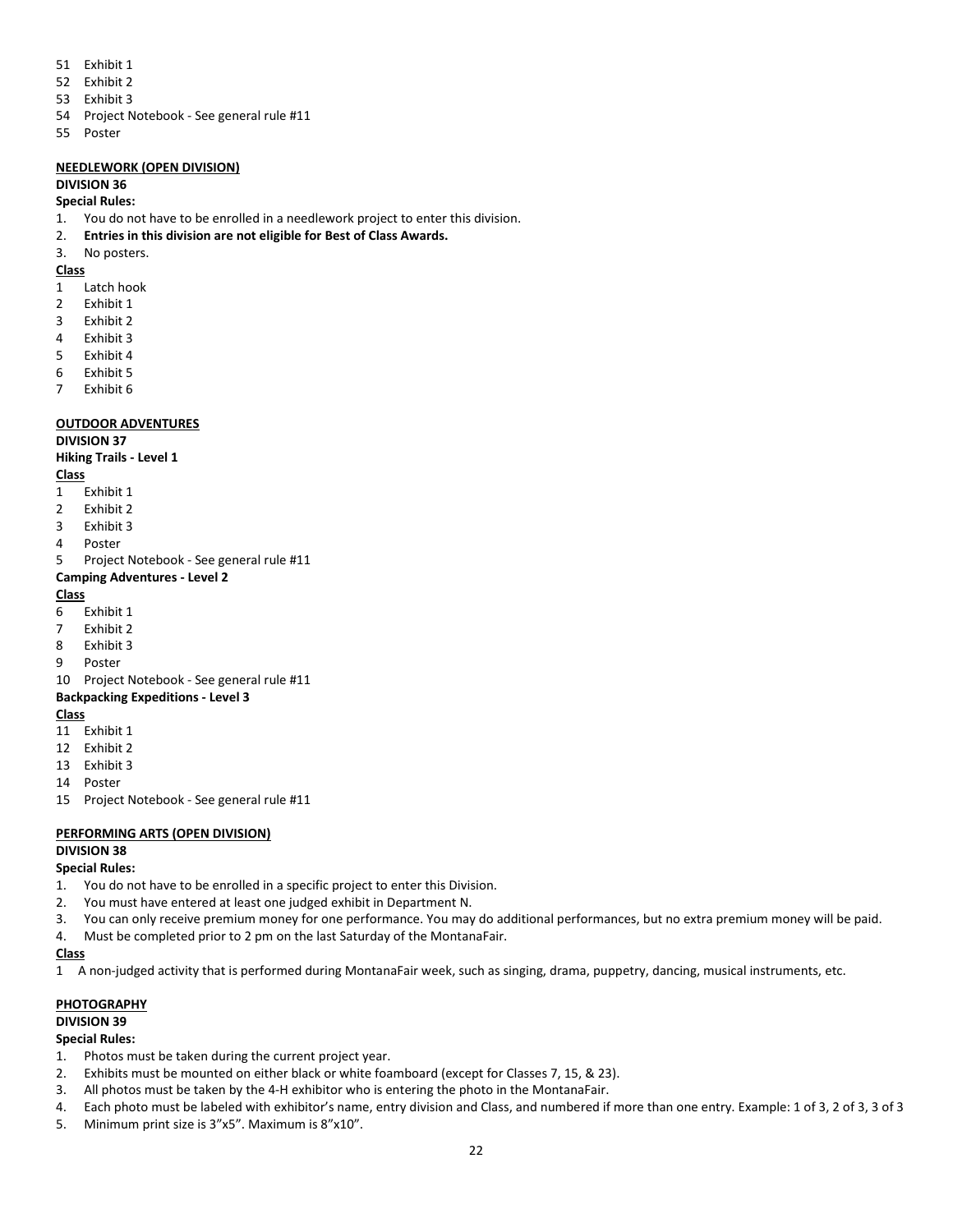51 Exhibit 1
52 Exhibit 2
53 Exhibit 3
54 Project Notebook - See general rule #11
55 Poster

**NEEDLEWORK (OPEN DIVISION)**

**DIVISION 36**

**Special Rules:**

1. You do not have to be enrolled in a needlework project to enter this division.
2. **Entries in this division are not eligible for Best of Class Awards.**
3. No posters.

**Class**

1 Latch hook
2 Exhibit 1
3 Exhibit 2
4 Exhibit 3
5 Exhibit 4
6 Exhibit 5
7 Exhibit 6

**OUTDOOR ADVENTURES**

**DIVISION 37**

**Hiking Trails - Level 1**

**Class**

1 Exhibit 1
2 Exhibit 2
3 Exhibit 3
4 Poster
5 Project Notebook - See general rule #11

**Camping Adventures - Level 2**

**Class**

6 Exhibit 1
7 Exhibit 2
8 Exhibit 3
9 Poster
10 Project Notebook - See general rule #11

**Backpacking Expeditions - Level 3**

**Class**

11 Exhibit 1
12 Exhibit 2
13 Exhibit 3
14 Poster
15 Project Notebook - See general rule #11

**PERFORMING ARTS (OPEN DIVISION)**

**DIVISION 38**

**Special Rules:**

1. You do not have to be enrolled in a specific project to enter this Division.
2. You must have entered at least one judged exhibit in Department N.
3. You can only receive premium money for one performance. You may do additional performances, but no extra premium money will be paid.
4. Must be completed prior to 2 pm on the last Saturday of the MontanaFair.

**Class**

1 A non-judged activity that is performed during MontanaFair week, such as singing, drama, puppetry, dancing, musical instruments, etc.

**PHOTOGRAPHY**

**DIVISION 39**

**Special Rules:**

1. Photos must be taken during the current project year.
2. Exhibits must be mounted on either black or white foamboard (except for Classes 7, 15, & 23).
3. All photos must be taken by the 4-H exhibitor who is entering the photo in the MontanaFair.
4. Each photo must be labeled with exhibitor's name, entry division and Class, and numbered if more than one entry. Example: 1 of 3, 2 of 3, 3 of 3
5. Minimum print size is 3"x5". Maximum is 8"x10".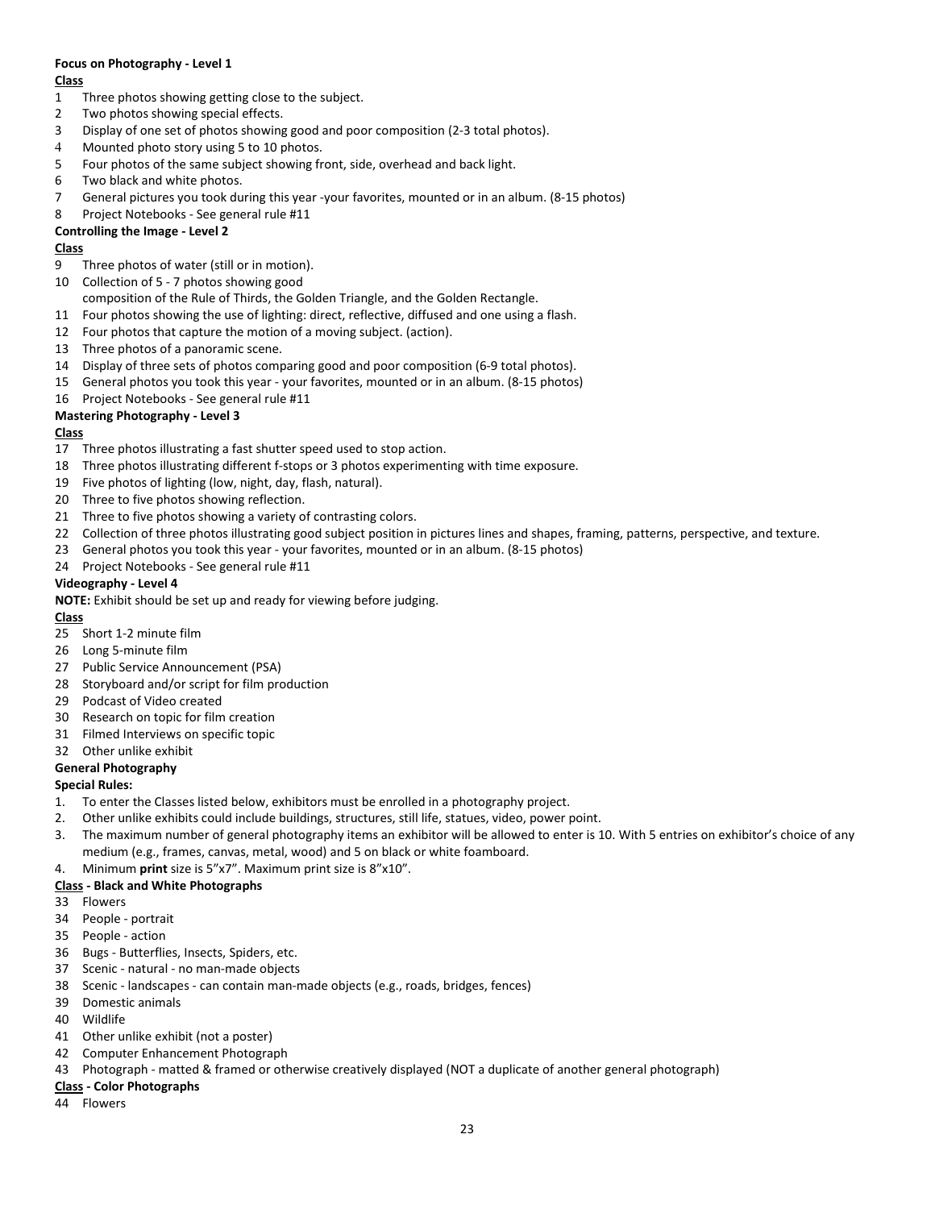**Focus on Photography - Level 1**

**Class**

1 Three photos showing getting close to the subject.
2 Two photos showing special effects.
3 Display of one set of photos showing good and poor composition (2-3 total photos).
4 Mounted photo story using 5 to 10 photos.
5 Four photos of the same subject showing front, side, overhead and back light.
6 Two black and white photos.
7 General pictures you took during this year -your favorites, mounted or in an album. (8-15 photos)
8 Project Notebooks - See general rule #11

**Controlling the Image - Level 2**

**Class**

9 Three photos of water (still or in motion).
10 Collection of 5 - 7 photos showing good composition of the Rule of Thirds, the Golden Triangle, and the Golden Rectangle.
11 Four photos showing the use of lighting: direct, reflective, diffused and one using a flash.
12 Four photos that capture the motion of a moving subject. (action).
13 Three photos of a panoramic scene.
14 Display of three sets of photos comparing good and poor composition (6-9 total photos).
15 General photos you took this year - your favorites, mounted or in an album. (8-15 photos)
16 Project Notebooks - See general rule #11

**Mastering Photography - Level 3**

**Class**

17 Three photos illustrating a fast shutter speed used to stop action.
18 Three photos illustrating different f-stops or 3 photos experimenting with time exposure.
19 Five photos of lighting (low, night, day, flash, natural).
20 Three to five photos showing reflection.
21 Three to five photos showing a variety of contrasting colors.
22 Collection of three photos illustrating good subject position in pictures lines and shapes, framing, patterns, perspective, and texture.
23 General photos you took this year - your favorites, mounted or in an album. (8-15 photos)
24 Project Notebooks - See general rule #11

**Videography - Level 4**

**NOTE:** Exhibit should be set up and ready for viewing before judging.

**Class**

25 Short 1-2 minute film
26 Long 5-minute film
27 Public Service Announcement (PSA)
28 Storyboard and/or script for film production
29 Podcast of Video created
30 Research on topic for film creation
31 Filmed Interviews on specific topic
32 Other unlike exhibit

**General Photography**

**Special Rules:**

1. To enter the Classes listed below, exhibitors must be enrolled in a photography project.
2. Other unlike exhibits could include buildings, structures, still life, statues, video, power point.
3. The maximum number of general photography items an exhibitor will be allowed to enter is 10. With 5 entries on exhibitor's choice of any medium (e.g., frames, canvas, metal, wood) and 5 on black or white foamboard.
4. Minimum **print** size is 5"x7". Maximum print size is 8"x10".

**Class - Black and White Photographs**

33 Flowers
34 People - portrait
35 People - action
36 Bugs - Butterflies, Insects, Spiders, etc.
37 Scenic - natural - no man-made objects
38 Scenic - landscapes - can contain man-made objects (e.g., roads, bridges, fences)
39 Domestic animals
40 Wildlife
41 Other unlike exhibit (not a poster)
42 Computer Enhancement Photograph
43 Photograph - matted & framed or otherwise creatively displayed (NOT a duplicate of another general photograph)

**Class - Color Photographs**

44 Flowers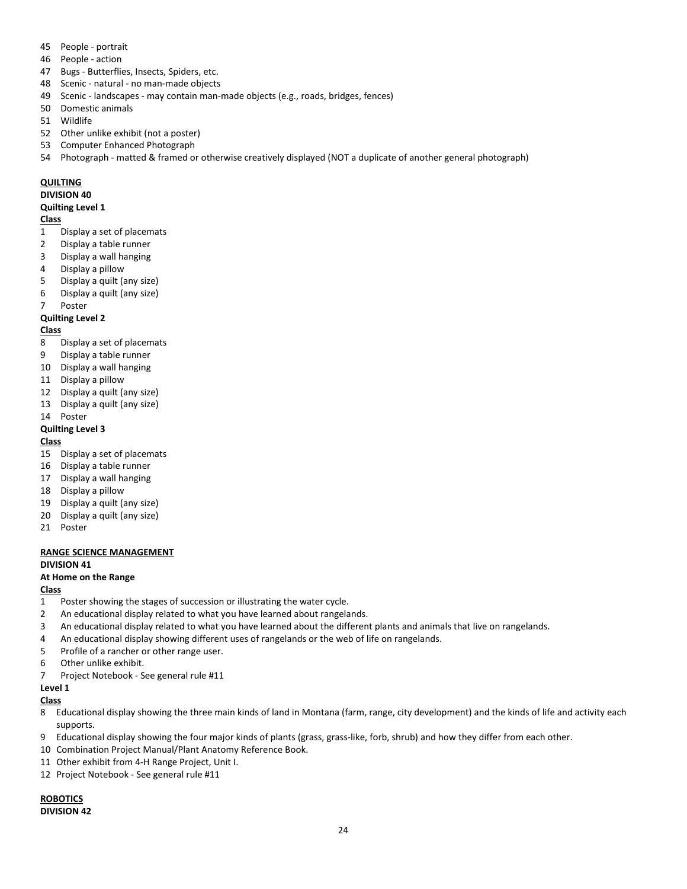45 People - portrait
46 People - action
47 Bugs - Butterflies, Insects, Spiders, etc.
48 Scenic - natural - no man-made objects
49 Scenic - landscapes - may contain man-made objects (e.g., roads, bridges, fences)
50 Domestic animals
51 Wildlife
52 Other unlike exhibit (not a poster)
53 Computer Enhanced Photograph
54 Photograph - matted & framed or otherwise creatively displayed (NOT a duplicate of another general photograph)

**QUILTING**

**DIVISION 40**

**Quilting Level 1**

**Class**

1 Display a set of placemats
2 Display a table runner
3 Display a wall hanging
4 Display a pillow
5 Display a quilt (any size)
6 Display a quilt (any size)
7 Poster

**Quilting Level 2**

**Class**

8 Display a set of placemats
9 Display a table runner
10 Display a wall hanging
11 Display a pillow
12 Display a quilt (any size)
13 Display a quilt (any size)
14 Poster

**Quilting Level 3**

**Class**

15 Display a set of placemats
16 Display a table runner
17 Display a wall hanging
18 Display a pillow
19 Display a quilt (any size)
20 Display a quilt (any size)
21 Poster

**RANGE SCIENCE MANAGEMENT**

**DIVISION 41**

**At Home on the Range**

**Class**

1 Poster showing the stages of succession or illustrating the water cycle.
2 An educational display related to what you have learned about rangelands.
3 An educational display related to what you have learned about the different plants and animals that live on rangelands.
4 An educational display showing different uses of rangelands or the web of life on rangelands.
5 Profile of a rancher or other range user.
6 Other unlike exhibit.
7 Project Notebook - See general rule #11

**Level 1**

**Class**

8 Educational display showing the three main kinds of land in Montana (farm, range, city development) and the kinds of life and activity each supports.
9 Educational display showing the four major kinds of plants (grass, grass-like, forb, shrub) and how they differ from each other.
10 Combination Project Manual/Plant Anatomy Reference Book.
11 Other exhibit from 4-H Range Project, Unit I.
12 Project Notebook - See general rule #11

**ROBOTICS**

**DIVISION 42**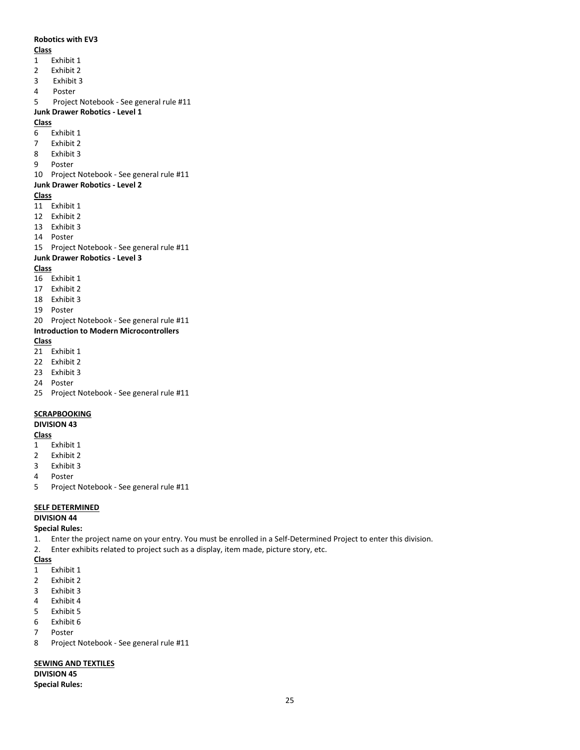**Robotics with EV3**

__Class__

1 Exhibit 1
2 Exhibit 2
3 Exhibit 3
4 Poster
5 Project Notebook - See general rule #11

**Junk Drawer Robotics - Level 1**

__Class__

6 Exhibit 1
7 Exhibit 2
8 Exhibit 3
9 Poster
10 Project Notebook - See general rule #11

**Junk Drawer Robotics - Level 2**

__Class__

11 Exhibit 1
12 Exhibit 2
13 Exhibit 3
14 Poster
15 Project Notebook - See general rule #11

**Junk Drawer Robotics - Level 3**

__Class__

16 Exhibit 1
17 Exhibit 2
18 Exhibit 3
19 Poster
20 Project Notebook - See general rule #11

**Introduction to Modern Microcontrollers**

__Class__

21 Exhibit 1
22 Exhibit 2
23 Exhibit 3
24 Poster
25 Project Notebook - See general rule #11

## SCRAPBOOKING

**DIVISION 43**

__Class__

1 Exhibit 1
2 Exhibit 2
3 Exhibit 3
4 Poster
5 Project Notebook - See general rule #11

## SELF DETERMINED

**DIVISION 44**

**Special Rules:**

1. Enter the project name on your entry. You must be enrolled in a Self-Determined Project to enter this division.
2. Enter exhibits related to project such as a display, item made, picture story, etc.

__Class__

1 Exhibit 1
2 Exhibit 2
3 Exhibit 3
4 Exhibit 4
5 Exhibit 5
6 Exhibit 6
7 Poster
8 Project Notebook - See general rule #11

## SEWING AND TEXTILES

**DIVISION 45**

**Special Rules:**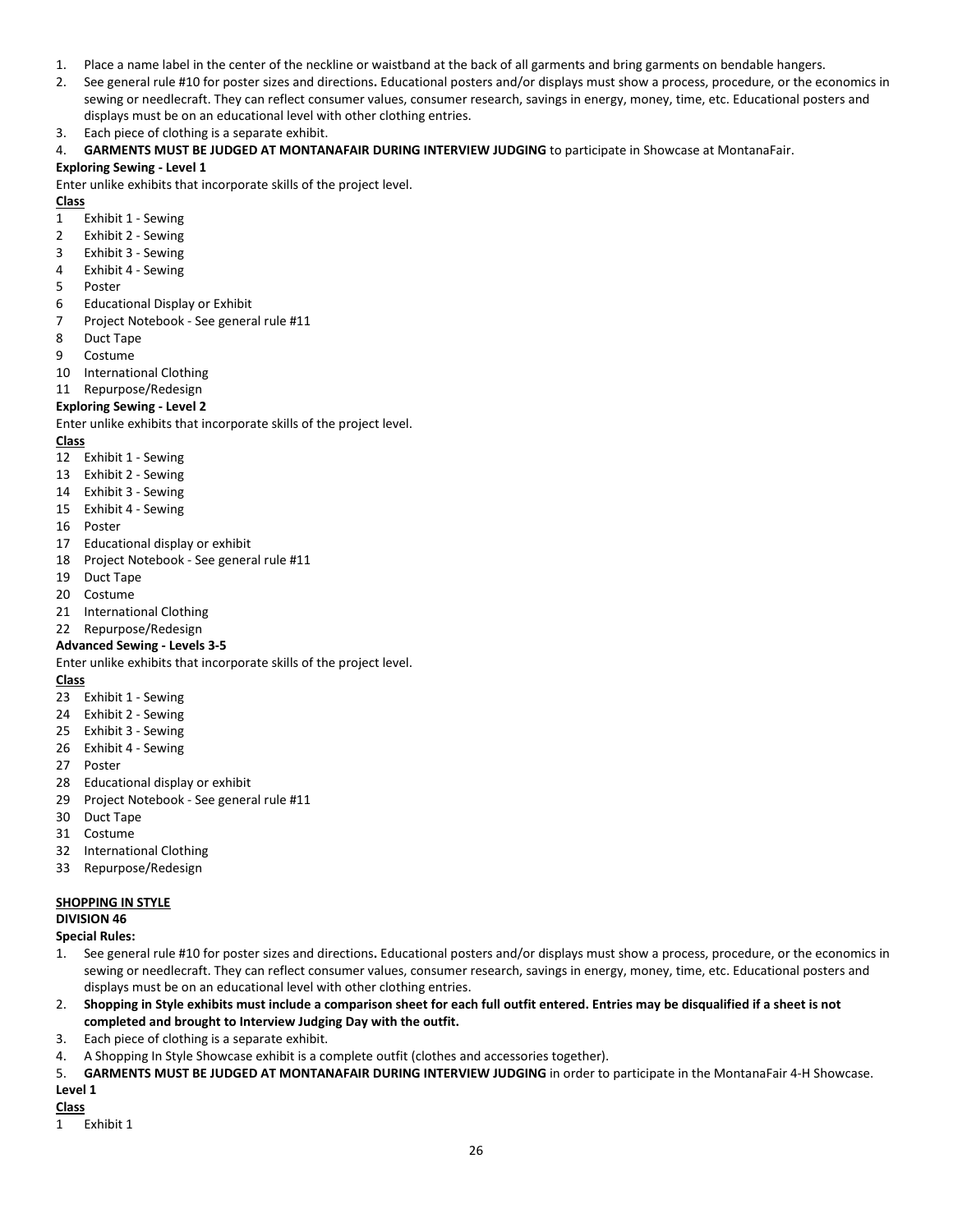1. Place a name label in the center of the neckline or waistband at the back of all garments and bring garments on bendable hangers.
2. See general rule #10 for poster sizes and directions**.** Educational posters and/or displays must show a process, procedure, or the economics in sewing or needlecraft. They can reflect consumer values, consumer research, savings in energy, money, time, etc. Educational posters and displays must be on an educational level with other clothing entries.
3. Each piece of clothing is a separate exhibit.
4. **GARMENTS MUST BE JUDGED AT MONTANAFAIR DURING INTERVIEW JUDGING** to participate in Showcase at MontanaFair.

**Exploring Sewing - Level 1**

Enter unlike exhibits that incorporate skills of the project level.

**Class**

1 Exhibit 1 - Sewing
2 Exhibit 2 - Sewing
3 Exhibit 3 - Sewing
4 Exhibit 4 - Sewing
5 Poster
6 Educational Display or Exhibit
7 Project Notebook - See general rule #11
8 Duct Tape
9 Costume
10 International Clothing
11 Repurpose/Redesign

**Exploring Sewing - Level 2**

Enter unlike exhibits that incorporate skills of the project level.

**Class**

12 Exhibit 1 - Sewing
13 Exhibit 2 - Sewing
14 Exhibit 3 - Sewing
15 Exhibit 4 - Sewing
16 Poster
17 Educational display or exhibit
18 Project Notebook - See general rule #11
19 Duct Tape
20 Costume
21 International Clothing
22 Repurpose/Redesign

**Advanced Sewing - Levels 3-5**

Enter unlike exhibits that incorporate skills of the project level.

**Class**

23 Exhibit 1 - Sewing
24 Exhibit 2 - Sewing
25 Exhibit 3 - Sewing
26 Exhibit 4 - Sewing
27 Poster
28 Educational display or exhibit
29 Project Notebook - See general rule #11
30 Duct Tape
31 Costume
32 International Clothing
33 Repurpose/Redesign

## SHOPPING IN STYLE

**DIVISION 46**

**Special Rules:**

1. See general rule #10 for poster sizes and directions**.** Educational posters and/or displays must show a process, procedure, or the economics in sewing or needlecraft. They can reflect consumer values, consumer research, savings in energy, money, time, etc. Educational posters and displays must be on an educational level with other clothing entries.
2. **Shopping in Style exhibits must include a comparison sheet for each full outfit entered. Entries may be disqualified if a sheet is not completed and brought to Interview Judging Day with the outfit.**
3. Each piece of clothing is a separate exhibit.
4. A Shopping In Style Showcase exhibit is a complete outfit (clothes and accessories together).
5. **GARMENTS MUST BE JUDGED AT MONTANAFAIR DURING INTERVIEW JUDGING** in order to participate in the MontanaFair 4-H Showcase.

**Level 1**

**Class**

1 Exhibit 1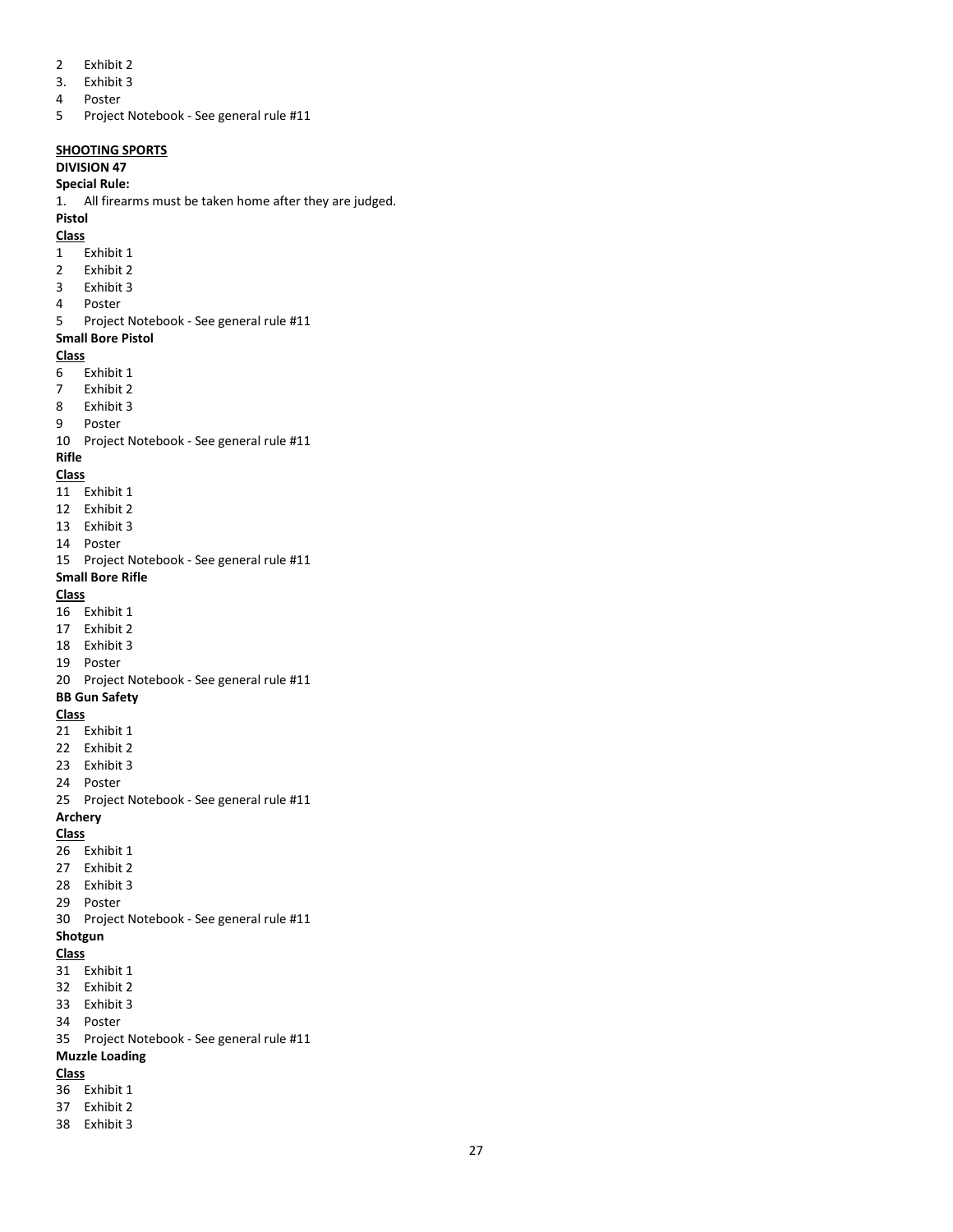2 Exhibit 2
3. Exhibit 3
4 Poster
5 Project Notebook - See general rule #11

**SHOOTING SPORTS**

**DIVISION 47**

**Special Rule:**

1. All firearms must be taken home after they are judged.

**Pistol**

**Class**

1 Exhibit 1
2 Exhibit 2
3 Exhibit 3
4 Poster
5 Project Notebook - See general rule #11

**Small Bore Pistol**

**Class**

6 Exhibit 1
7 Exhibit 2
8 Exhibit 3
9 Poster
10 Project Notebook - See general rule #11

**Rifle**

**Class**

11 Exhibit 1
12 Exhibit 2
13 Exhibit 3
14 Poster
15 Project Notebook - See general rule #11

**Small Bore Rifle**

**Class**

16 Exhibit 1
17 Exhibit 2
18 Exhibit 3
19 Poster
20 Project Notebook - See general rule #11

**BB Gun Safety**

**Class**

21 Exhibit 1
22 Exhibit 2
23 Exhibit 3
24 Poster
25 Project Notebook - See general rule #11

**Archery**

**Class**

26 Exhibit 1
27 Exhibit 2
28 Exhibit 3
29 Poster
30 Project Notebook - See general rule #11

**Shotgun**

**Class**

31 Exhibit 1
32 Exhibit 2
33 Exhibit 3
34 Poster
35 Project Notebook - See general rule #11

**Muzzle Loading**

**Class**

36 Exhibit 1
37 Exhibit 2
38 Exhibit 3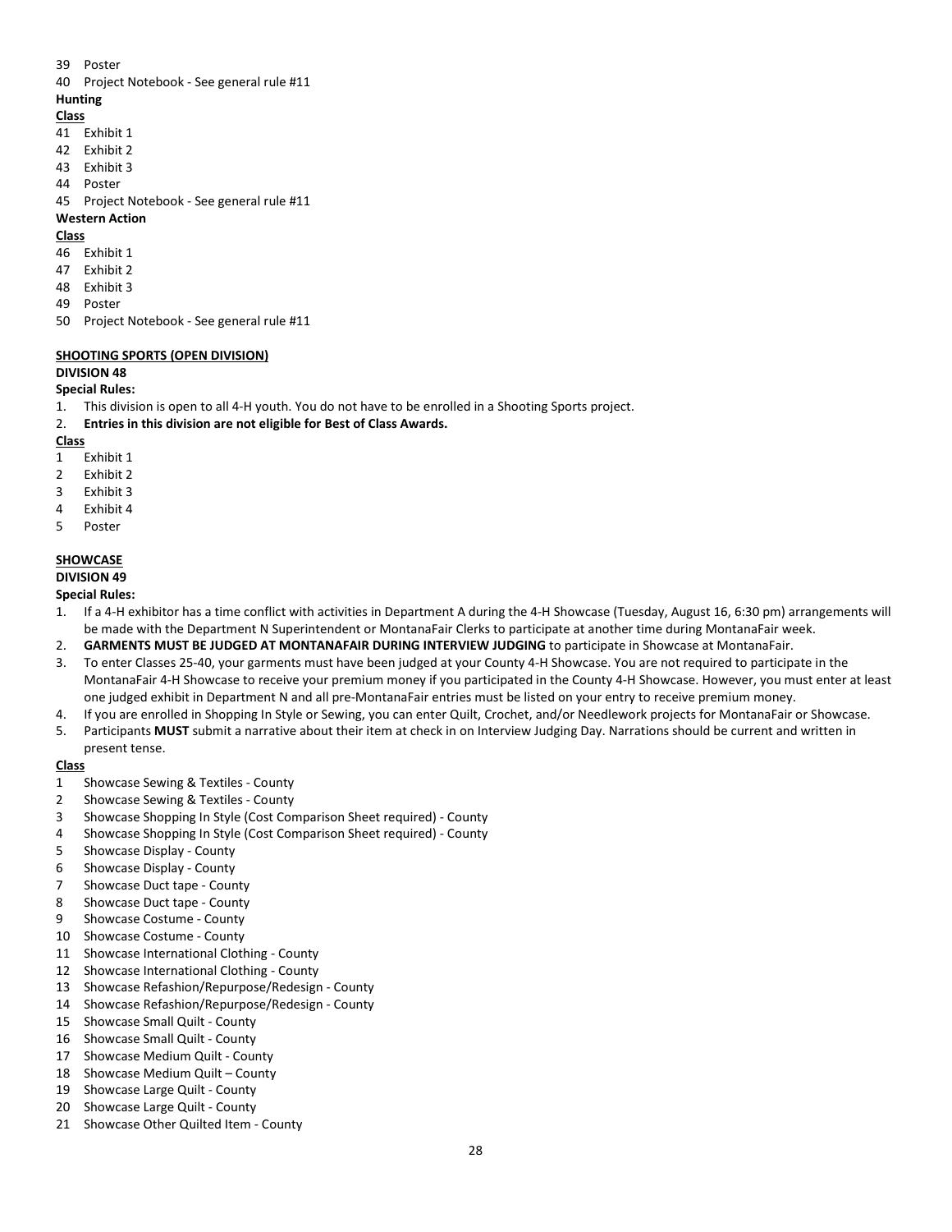39 Poster
40 Project Notebook - See general rule #11

**Hunting**

**Class**

41 Exhibit 1
42 Exhibit 2
43 Exhibit 3
44 Poster
45 Project Notebook - See general rule #11

**Western Action**

**Class**

46 Exhibit 1
47 Exhibit 2
48 Exhibit 3
49 Poster
50 Project Notebook - See general rule #11

## SHOOTING SPORTS (OPEN DIVISION)

**DIVISION 48**

**Special Rules:**

1. This division is open to all 4-H youth. You do not have to be enrolled in a Shooting Sports project.
2. **Entries in this division are not eligible for Best of Class Awards.**

**Class**

1 Exhibit 1
2 Exhibit 2
3 Exhibit 3
4 Exhibit 4
5 Poster

## SHOWCASE

**DIVISION 49**

**Special Rules:**

1. If a 4-H exhibitor has a time conflict with activities in Department A during the 4-H Showcase (Tuesday, August 16, 6:30 pm) arrangements will be made with the Department N Superintendent or MontanaFair Clerks to participate at another time during MontanaFair week.
2. **GARMENTS MUST BE JUDGED AT MONTANAFAIR DURING INTERVIEW JUDGING** to participate in Showcase at MontanaFair.
3. To enter Classes 25-40, your garments must have been judged at your County 4-H Showcase. You are not required to participate in the MontanaFair 4-H Showcase to receive your premium money if you participated in the County 4-H Showcase. However, you must enter at least one judged exhibit in Department N and all pre-MontanaFair entries must be listed on your entry to receive premium money.
4. If you are enrolled in Shopping In Style or Sewing, you can enter Quilt, Crochet, and/or Needlework projects for MontanaFair or Showcase.
5. Participants **MUST** submit a narrative about their item at check in on Interview Judging Day. Narrations should be current and written in present tense.

**Class**

1 Showcase Sewing & Textiles - County
2 Showcase Sewing & Textiles - County
3 Showcase Shopping In Style (Cost Comparison Sheet required) - County
4 Showcase Shopping In Style (Cost Comparison Sheet required) - County
5 Showcase Display - County
6 Showcase Display - County
7 Showcase Duct tape - County
8 Showcase Duct tape - County
9 Showcase Costume - County
10 Showcase Costume - County
11 Showcase International Clothing - County
12 Showcase International Clothing - County
13 Showcase Refashion/Repurpose/Redesign - County
14 Showcase Refashion/Repurpose/Redesign - County
15 Showcase Small Quilt - County
16 Showcase Small Quilt - County
17 Showcase Medium Quilt - County
18 Showcase Medium Quilt – County
19 Showcase Large Quilt - County
20 Showcase Large Quilt - County
21 Showcase Other Quilted Item - County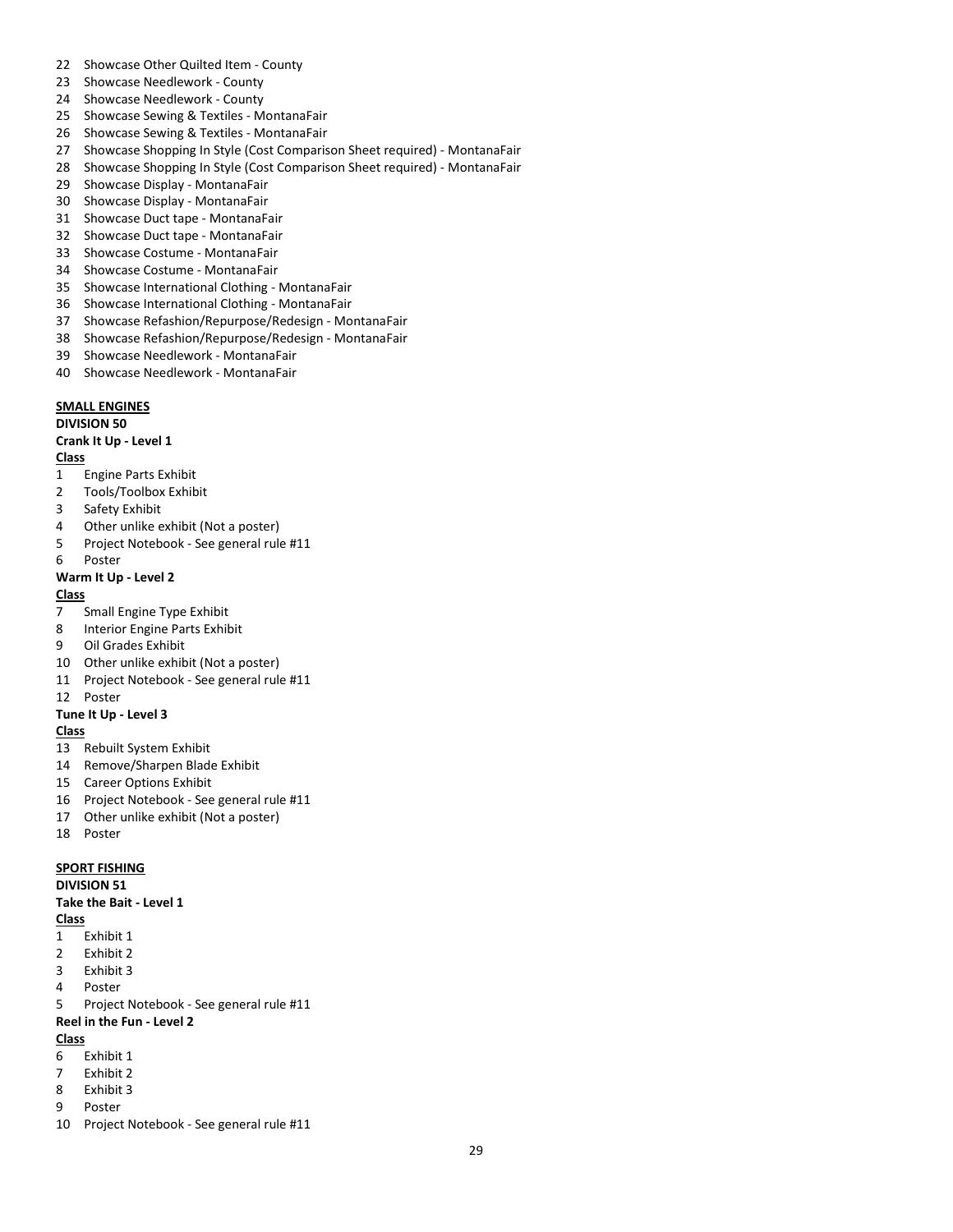22 Showcase Other Quilted Item - County
23 Showcase Needlework - County
24 Showcase Needlework - County
25 Showcase Sewing & Textiles - MontanaFair
26 Showcase Sewing & Textiles - MontanaFair
27 Showcase Shopping In Style (Cost Comparison Sheet required) - MontanaFair
28 Showcase Shopping In Style (Cost Comparison Sheet required) - MontanaFair
29 Showcase Display - MontanaFair
30 Showcase Display - MontanaFair
31 Showcase Duct tape - MontanaFair
32 Showcase Duct tape - MontanaFair
33 Showcase Costume - MontanaFair
34 Showcase Costume - MontanaFair
35 Showcase International Clothing - MontanaFair
36 Showcase International Clothing - MontanaFair
37 Showcase Refashion/Repurpose/Redesign - MontanaFair
38 Showcase Refashion/Repurpose/Redesign - MontanaFair
39 Showcase Needlework - MontanaFair
40 Showcase Needlework - MontanaFair

**SMALL ENGINES**

**DIVISION 50**

**Crank It Up - Level 1**

**Class**

1 Engine Parts Exhibit
2 Tools/Toolbox Exhibit
3 Safety Exhibit
4 Other unlike exhibit (Not a poster)
5 Project Notebook - See general rule #11
6 Poster

**Warm It Up - Level 2**

**Class**

7 Small Engine Type Exhibit
8 Interior Engine Parts Exhibit
9 Oil Grades Exhibit
10 Other unlike exhibit (Not a poster)
11 Project Notebook - See general rule #11
12 Poster

**Tune It Up - Level 3**

**Class**

13 Rebuilt System Exhibit
14 Remove/Sharpen Blade Exhibit
15 Career Options Exhibit
16 Project Notebook - See general rule #11
17 Other unlike exhibit (Not a poster)
18 Poster

**SPORT FISHING**

**DIVISION 51**

**Take the Bait - Level 1**

**Class**

1 Exhibit 1
2 Exhibit 2
3 Exhibit 3
4 Poster
5 Project Notebook - See general rule #11

**Reel in the Fun - Level 2**

**Class**

6 Exhibit 1
7 Exhibit 2
8 Exhibit 3
9 Poster
10 Project Notebook - See general rule #11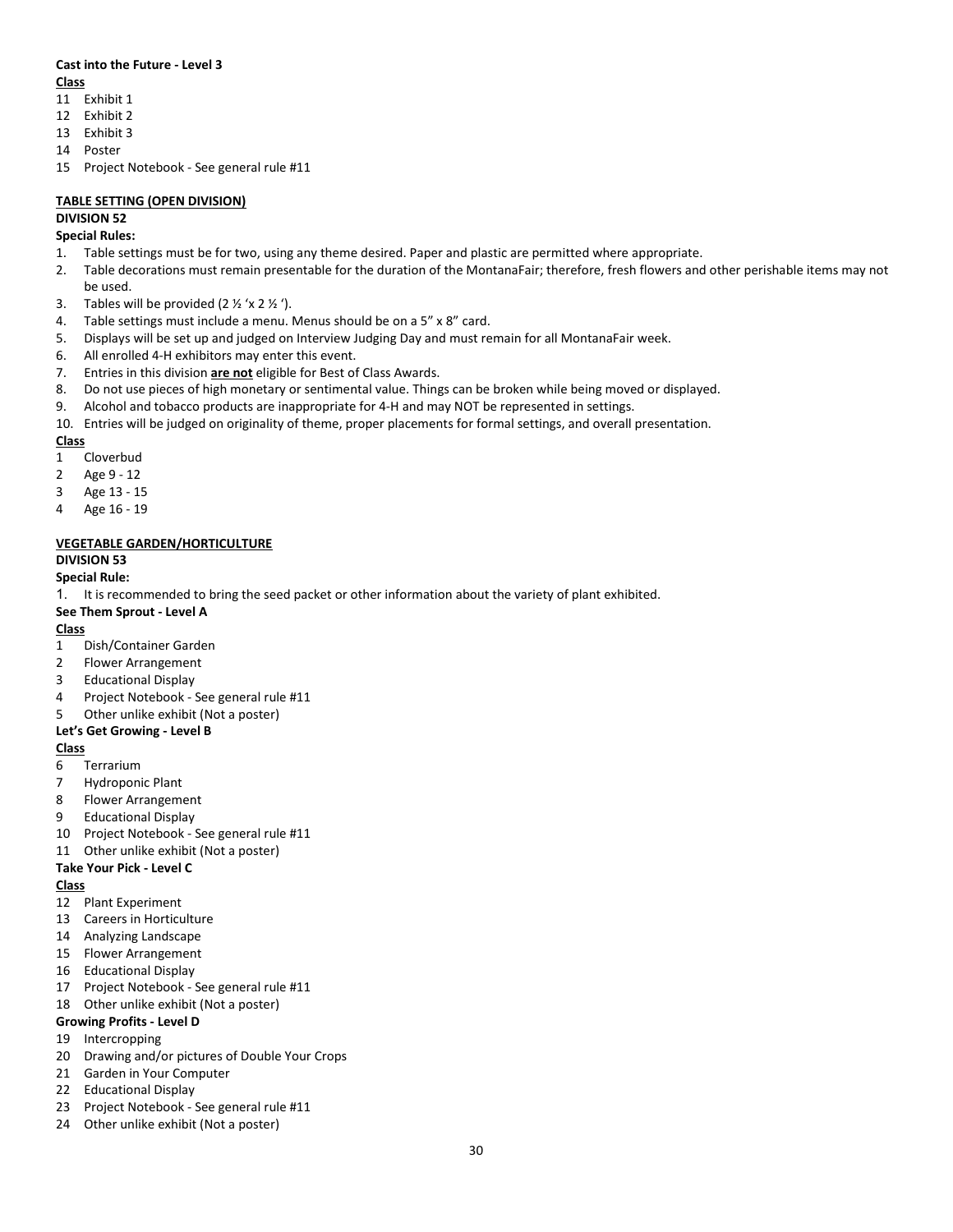**Cast into the Future - Level 3**

**Class**

11 Exhibit 1
12 Exhibit 2
13 Exhibit 3
14 Poster
15 Project Notebook - See general rule #11

**TABLE SETTING (OPEN DIVISION)**

**DIVISION 52**

**Special Rules:**

1. Table settings must be for two, using any theme desired. Paper and plastic are permitted where appropriate.
2. Table decorations must remain presentable for the duration of the MontanaFair; therefore, fresh flowers and other perishable items may not be used.
3. Tables will be provided (2 ½ 'x 2 ½ ').
4. Table settings must include a menu. Menus should be on a 5" x 8" card.
5. Displays will be set up and judged on Interview Judging Day and must remain for all MontanaFair week.
6. All enrolled 4-H exhibitors may enter this event.
7. Entries in this division **are not** eligible for Best of Class Awards.
8. Do not use pieces of high monetary or sentimental value. Things can be broken while being moved or displayed.
9. Alcohol and tobacco products are inappropriate for 4-H and may NOT be represented in settings.
10. Entries will be judged on originality of theme, proper placements for formal settings, and overall presentation.

**Class**

1 Cloverbud
2 Age 9 - 12
3 Age 13 - 15
4 Age 16 - 19

**VEGETABLE GARDEN/HORTICULTURE**

**DIVISION 53**

**Special Rule:**

1. It is recommended to bring the seed packet or other information about the variety of plant exhibited.

**See Them Sprout - Level A**

**Class**

1 Dish/Container Garden
2 Flower Arrangement
3 Educational Display
4 Project Notebook - See general rule #11
5 Other unlike exhibit (Not a poster)

**Let's Get Growing - Level B**

**Class**

6 Terrarium
7 Hydroponic Plant
8 Flower Arrangement
9 Educational Display
10 Project Notebook - See general rule #11
11 Other unlike exhibit (Not a poster)

**Take Your Pick - Level C**

**Class**

12 Plant Experiment
13 Careers in Horticulture
14 Analyzing Landscape
15 Flower Arrangement
16 Educational Display
17 Project Notebook - See general rule #11
18 Other unlike exhibit (Not a poster)

**Growing Profits - Level D**

19 Intercropping
20 Drawing and/or pictures of Double Your Crops
21 Garden in Your Computer
22 Educational Display
23 Project Notebook - See general rule #11
24 Other unlike exhibit (Not a poster)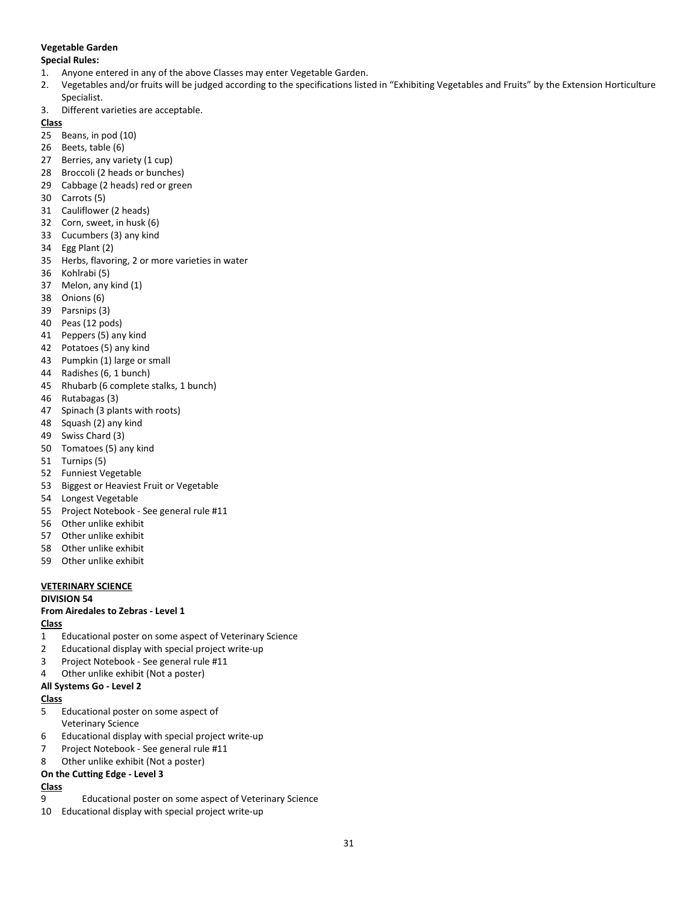**Vegetable Garden**

**Special Rules:**

1. Anyone entered in any of the above Classes may enter Vegetable Garden.
2. Vegetables and/or fruits will be judged according to the specifications listed in "Exhibiting Vegetables and Fruits" by the Extension Horticulture Specialist.
3. Different varieties are acceptable.

**Class**

25 Beans, in pod (10)
26 Beets, table (6)
27 Berries, any variety (1 cup)
28 Broccoli (2 heads or bunches)
29 Cabbage (2 heads) red or green
30 Carrots (5)
31 Cauliflower (2 heads)
32 Corn, sweet, in husk (6)
33 Cucumbers (3) any kind
34 Egg Plant (2)
35 Herbs, flavoring, 2 or more varieties in water
36 Kohlrabi (5)
37 Melon, any kind (1)
38 Onions (6)
39 Parsnips (3)
40 Peas (12 pods)
41 Peppers (5) any kind
42 Potatoes (5) any kind
43 Pumpkin (1) large or small
44 Radishes (6, 1 bunch)
45 Rhubarb (6 complete stalks, 1 bunch)
46 Rutabagas (3)
47 Spinach (3 plants with roots)
48 Squash (2) any kind
49 Swiss Chard (3)
50 Tomatoes (5) any kind
51 Turnips (5)
52 Funniest Vegetable
53 Biggest or Heaviest Fruit or Vegetable
54 Longest Vegetable
55 Project Notebook - See general rule #11
56 Other unlike exhibit
57 Other unlike exhibit
58 Other unlike exhibit
59 Other unlike exhibit

**VETERINARY SCIENCE**

**DIVISION 54**

**From Airedales to Zebras - Level 1**

**Class**

1 Educational poster on some aspect of Veterinary Science
2 Educational display with special project write-up
3 Project Notebook - See general rule #11
4 Other unlike exhibit (Not a poster)

**All Systems Go - Level 2**

**Class**

5 Educational poster on some aspect of Veterinary Science
6 Educational display with special project write-up
7 Project Notebook - See general rule #11
8 Other unlike exhibit (Not a poster)

**On the Cutting Edge - Level 3**

**Class**

9 Educational poster on some aspect of Veterinary Science
10 Educational display with special project write-up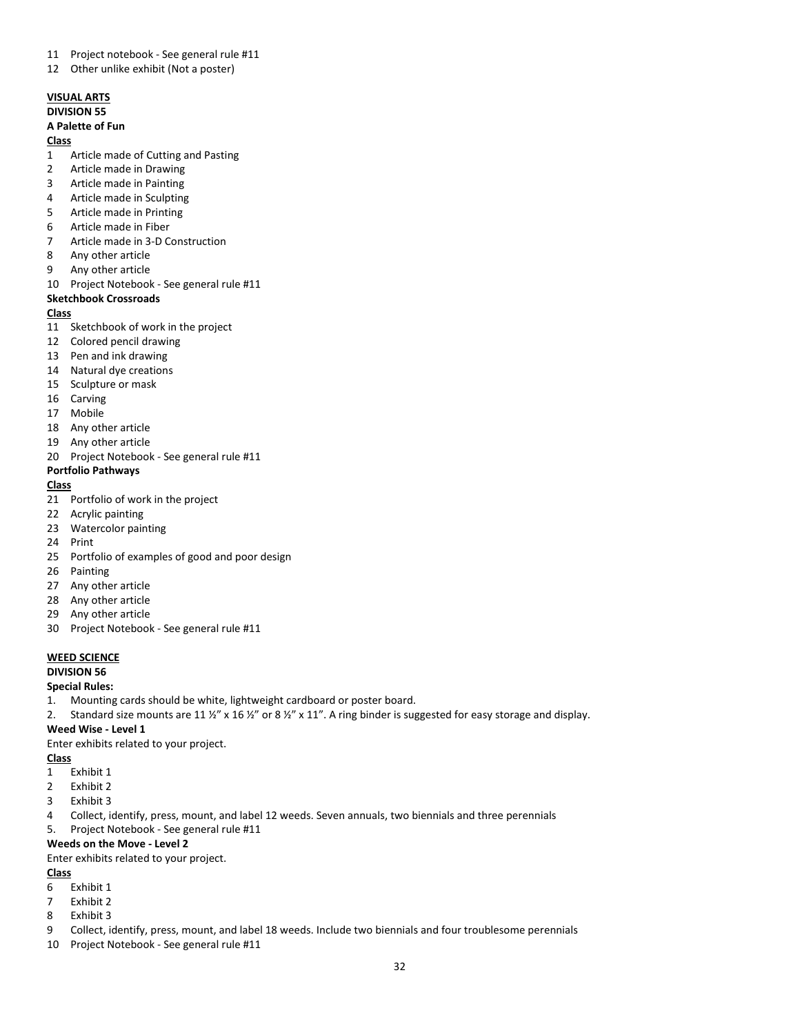11 Project notebook - See general rule #11

12 Other unlike exhibit (Not a poster)

## VISUAL ARTS

### DIVISION 55

**A Palette of Fun**

**Class**

1 Article made of Cutting and Pasting

2 Article made in Drawing

3 Article made in Painting

4 Article made in Sculpting

5 Article made in Printing

6 Article made in Fiber

7 Article made in 3-D Construction

8 Any other article

9 Any other article

10 Project Notebook - See general rule #11

**Sketchbook Crossroads**

**Class**

11 Sketchbook of work in the project

12 Colored pencil drawing

13 Pen and ink drawing

14 Natural dye creations

15 Sculpture or mask

16 Carving

17 Mobile

18 Any other article

19 Any other article

20 Project Notebook - See general rule #11

**Portfolio Pathways**

**Class**

21 Portfolio of work in the project

22 Acrylic painting

23 Watercolor painting

24 Print

25 Portfolio of examples of good and poor design

26 Painting

27 Any other article

28 Any other article

29 Any other article

30 Project Notebook - See general rule #11

## WEED SCIENCE

### DIVISION 56

**Special Rules:**

1. Mounting cards should be white, lightweight cardboard or poster board.
2. Standard size mounts are 11 ½" x 16 ½" or 8 ½" x 11". A ring binder is suggested for easy storage and display.

**Weed Wise - Level 1**

Enter exhibits related to your project.

**Class**

1 Exhibit 1

2 Exhibit 2

3 Exhibit 3

4 Collect, identify, press, mount, and label 12 weeds. Seven annuals, two biennials and three perennials

5. Project Notebook - See general rule #11

**Weeds on the Move - Level 2**

Enter exhibits related to your project.

**Class**

6 Exhibit 1

7 Exhibit 2

8 Exhibit 3

9 Collect, identify, press, mount, and label 18 weeds. Include two biennials and four troublesome perennials

10 Project Notebook - See general rule #11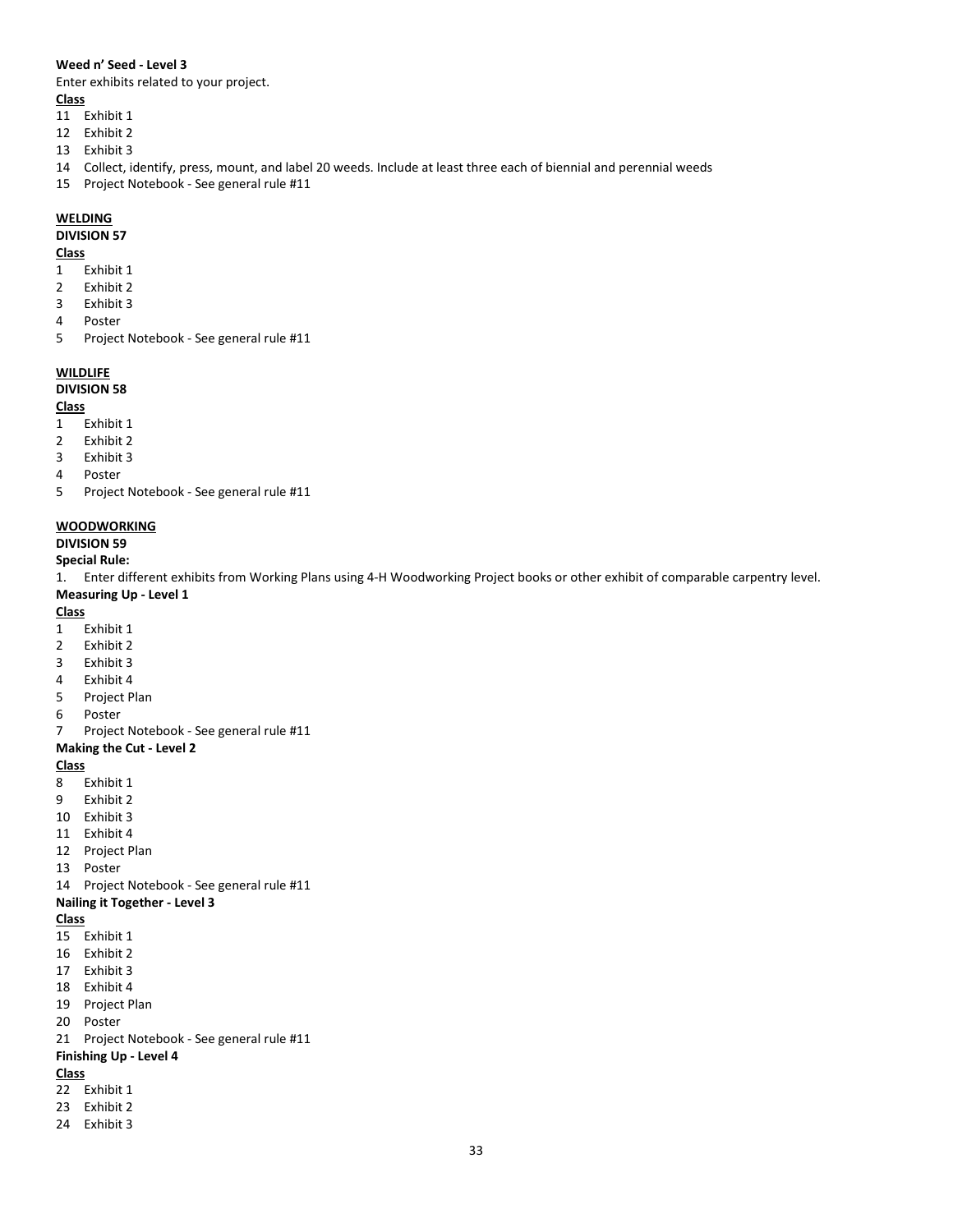**Weed n' Seed - Level 3**

Enter exhibits related to your project.

**Class**

11 Exhibit 1
12 Exhibit 2
13 Exhibit 3
14 Collect, identify, press, mount, and label 20 weeds. Include at least three each of biennial and perennial weeds
15 Project Notebook - See general rule #11

## WELDING

**DIVISION 57**

**Class**

1 Exhibit 1
2 Exhibit 2
3 Exhibit 3
4 Poster
5 Project Notebook - See general rule #11

## WILDLIFE

**DIVISION 58**

**Class**

1 Exhibit 1
2 Exhibit 2
3 Exhibit 3
4 Poster
5 Project Notebook - See general rule #11

## WOODWORKING

**DIVISION 59**

**Special Rule:**

1. Enter different exhibits from Working Plans using 4-H Woodworking Project books or other exhibit of comparable carpentry level.

**Measuring Up - Level 1**

**Class**

1 Exhibit 1
2 Exhibit 2
3 Exhibit 3
4 Exhibit 4
5 Project Plan
6 Poster
7 Project Notebook - See general rule #11

**Making the Cut - Level 2**

**Class**

8 Exhibit 1
9 Exhibit 2
10 Exhibit 3
11 Exhibit 4
12 Project Plan
13 Poster
14 Project Notebook - See general rule #11

**Nailing it Together - Level 3**

**Class**

15 Exhibit 1
16 Exhibit 2
17 Exhibit 3
18 Exhibit 4
19 Project Plan
20 Poster
21 Project Notebook - See general rule #11

**Finishing Up - Level 4**

**Class**

22 Exhibit 1
23 Exhibit 2
24 Exhibit 3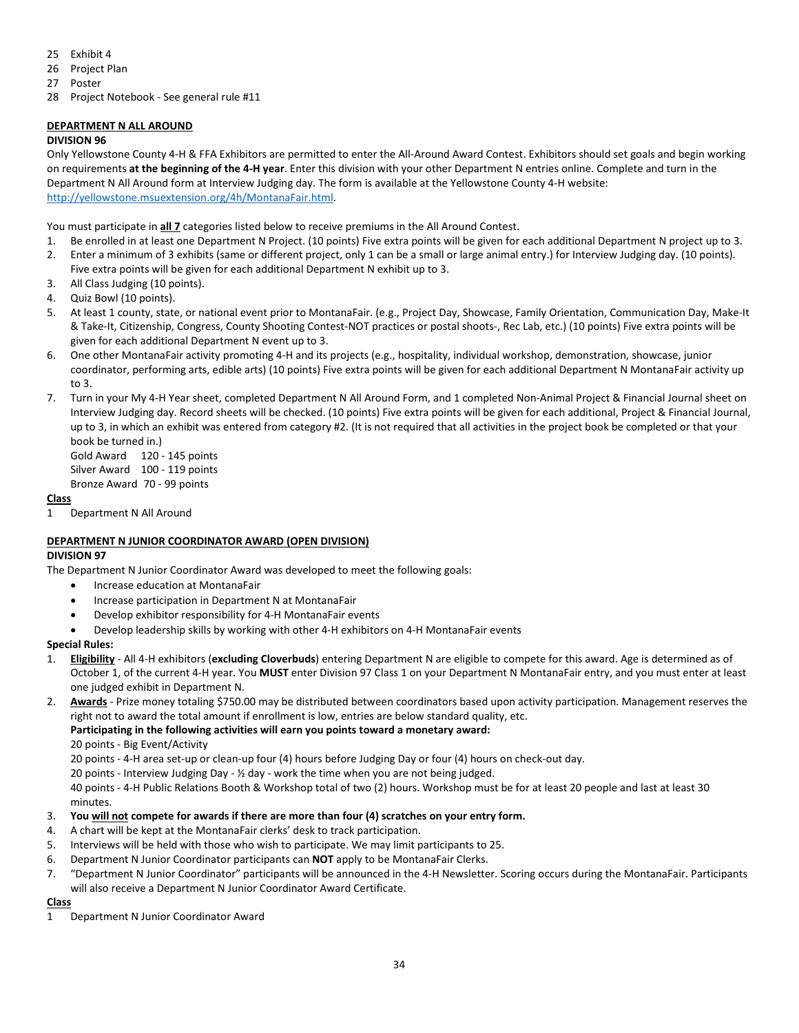25 Exhibit 4
26 Project Plan
27 Poster
28 Project Notebook - See general rule #11

**DEPARTMENT N ALL AROUND**

**DIVISION 96**

Only Yellowstone County 4-H & FFA Exhibitors are permitted to enter the All-Around Award Contest. Exhibitors should set goals and begin working on requirements **at the beginning of the 4-H year**. Enter this division with your other Department N entries online. Complete and turn in the Department N All Around form at Interview Judging day. The form is available at the Yellowstone County 4-H website: http://yellowstone.msuextension.org/4h/MontanaFair.html.

You must participate in **all 7** categories listed below to receive premiums in the All Around Contest.

1. Be enrolled in at least one Department N Project. (10 points) Five extra points will be given for each additional Department N project up to 3.
2. Enter a minimum of 3 exhibits (same or different project, only 1 can be a small or large animal entry.) for Interview Judging day. (10 points). Five extra points will be given for each additional Department N exhibit up to 3.
3. All Class Judging (10 points).
4. Quiz Bowl (10 points).
5. At least 1 county, state, or national event prior to MontanaFair. (e.g., Project Day, Showcase, Family Orientation, Communication Day, Make-It & Take-It, Citizenship, Congress, County Shooting Contest-NOT practices or postal shoots-, Rec Lab, etc.) (10 points) Five extra points will be given for each additional Department N event up to 3.
6. One other MontanaFair activity promoting 4-H and its projects (e.g., hospitality, individual workshop, demonstration, showcase, junior coordinator, performing arts, edible arts) (10 points) Five extra points will be given for each additional Department N MontanaFair activity up to 3.
7. Turn in your My 4-H Year sheet, completed Department N All Around Form, and 1 completed Non-Animal Project & Financial Journal sheet on Interview Judging day. Record sheets will be checked. (10 points) Five extra points will be given for each additional, Project & Financial Journal, up to 3, in which an exhibit was entered from category #2. (It is not required that all activities in the project book be completed or that your book be turned in.)

   Gold Award 120 - 145 points
   Silver Award 100 - 119 points
   Bronze Award 70 - 99 points

**Class**

1 Department N All Around

**DEPARTMENT N JUNIOR COORDINATOR AWARD (OPEN DIVISION)**

**DIVISION 97**

The Department N Junior Coordinator Award was developed to meet the following goals:

- Increase education at MontanaFair
- Increase participation in Department N at MontanaFair
- Develop exhibitor responsibility for 4-H MontanaFair events
- Develop leadership skills by working with other 4-H exhibitors on 4-H MontanaFair events

**Special Rules:**

1. **Eligibility** - All 4-H exhibitors (**excluding Cloverbuds**) entering Department N are eligible to compete for this award. Age is determined as of October 1, of the current 4-H year. You **MUST** enter Division 97 Class 1 on your Department N MontanaFair entry, and you must enter at least one judged exhibit in Department N.
2. **Awards** - Prize money totaling $750.00 may be distributed between coordinators based upon activity participation. Management reserves the right not to award the total amount if enrollment is low, entries are below standard quality, etc.

   **Participating in the following activities will earn you points toward a monetary award:**

   20 points - Big Event/Activity
   20 points - 4-H area set-up or clean-up four (4) hours before Judging Day or four (4) hours on check-out day.
   20 points - Interview Judging Day - ½ day - work the time when you are not being judged.
   40 points - 4-H Public Relations Booth & Workshop total of two (2) hours. Workshop must be for at least 20 people and last at least 30 minutes.
3. **You will not compete for awards if there are more than four (4) scratches on your entry form.**
4. A chart will be kept at the MontanaFair clerks' desk to track participation.
5. Interviews will be held with those who wish to participate. We may limit participants to 25.
6. Department N Junior Coordinator participants can **NOT** apply to be MontanaFair Clerks.
7. "Department N Junior Coordinator" participants will be announced in the 4-H Newsletter. Scoring occurs during the MontanaFair. Participants will also receive a Department N Junior Coordinator Award Certificate.

**Class**

1 Department N Junior Coordinator Award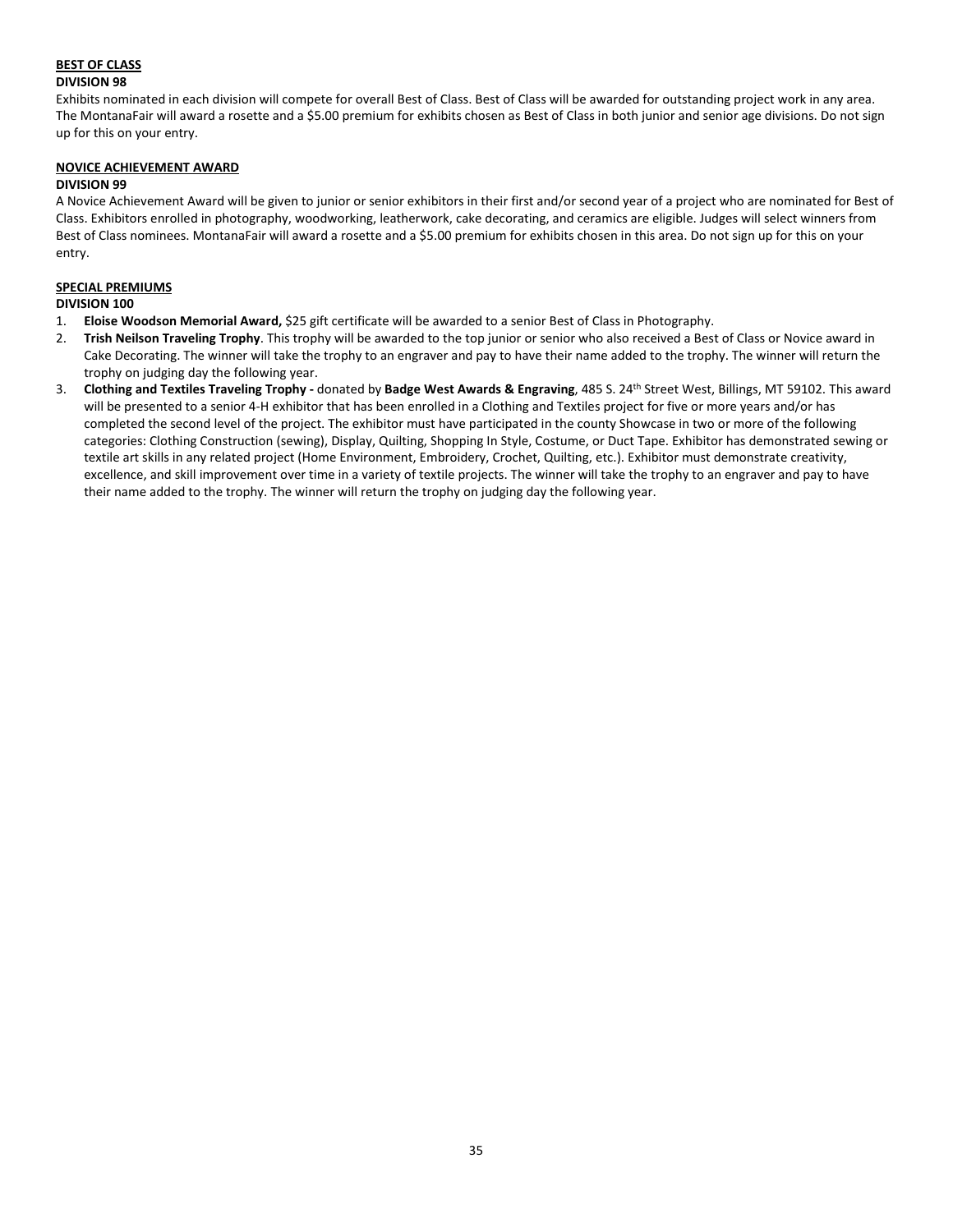**BEST OF CLASS**

**DIVISION 98**

Exhibits nominated in each division will compete for overall Best of Class. Best of Class will be awarded for outstanding project work in any area. The MontanaFair will award a rosette and a $5.00 premium for exhibits chosen as Best of Class in both junior and senior age divisions. Do not sign up for this on your entry.

**NOVICE ACHIEVEMENT AWARD**

**DIVISION 99**

A Novice Achievement Award will be given to junior or senior exhibitors in their first and/or second year of a project who are nominated for Best of Class. Exhibitors enrolled in photography, woodworking, leatherwork, cake decorating, and ceramics are eligible. Judges will select winners from Best of Class nominees. MontanaFair will award a rosette and a $5.00 premium for exhibits chosen in this area. Do not sign up for this on your entry.

**SPECIAL PREMIUMS**

**DIVISION 100**

1. **Eloise Woodson Memorial Award,** $25 gift certificate will be awarded to a senior Best of Class in Photography.
2. **Trish Neilson Traveling Trophy**. This trophy will be awarded to the top junior or senior who also received a Best of Class or Novice award in Cake Decorating. The winner will take the trophy to an engraver and pay to have their name added to the trophy. The winner will return the trophy on judging day the following year.
3. **Clothing and Textiles Traveling Trophy -** donated by **Badge West Awards & Engraving**, 485 S. 24th Street West, Billings, MT 59102. This award will be presented to a senior 4-H exhibitor that has been enrolled in a Clothing and Textiles project for five or more years and/or has completed the second level of the project. The exhibitor must have participated in the county Showcase in two or more of the following categories: Clothing Construction (sewing), Display, Quilting, Shopping In Style, Costume, or Duct Tape. Exhibitor has demonstrated sewing or textile art skills in any related project (Home Environment, Embroidery, Crochet, Quilting, etc.). Exhibitor must demonstrate creativity, excellence, and skill improvement over time in a variety of textile projects. The winner will take the trophy to an engraver and pay to have their name added to the trophy. The winner will return the trophy on judging day the following year.